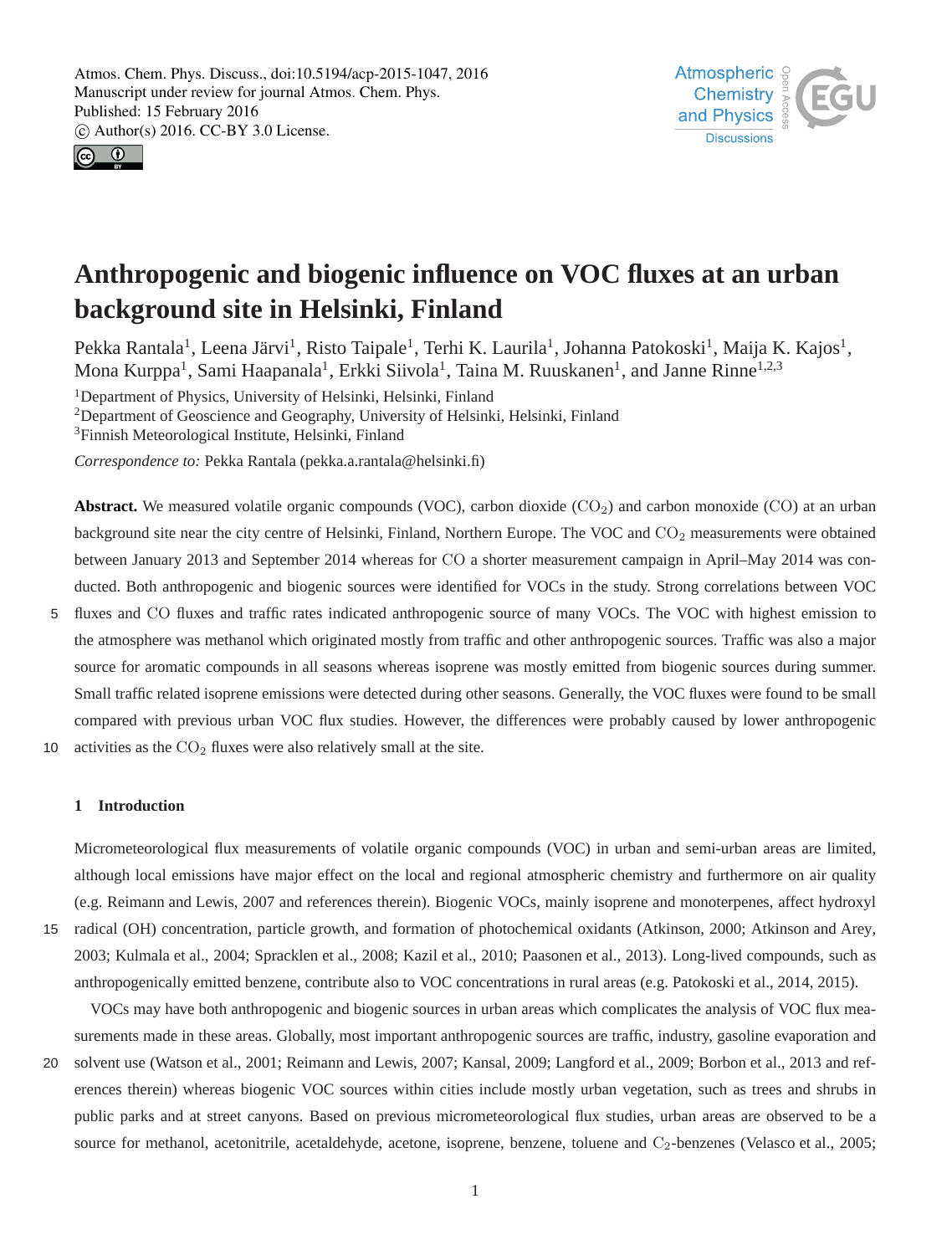# Anthropogenic and biogenic influence on VOC fluxes at an urban background site in Helsinki, Finland

Pekka Rantala[1], Leena Järvi[1], Risto Taipale[1], Terhi K. Laurila[1], Johanna Patokoski[1], Maija K. Kajos[1], Mona Kurppa[1], Sami Haapanala[1], Erkki Siivola[1], Taina M. Ruuskanen[1], and Janne Rinne[1,2,3]

[1]Department of Physics, University of Helsinki, Helsinki, Finland
[2]Department of Geoscience and Geography, University of Helsinki, Helsinki, Finland
[3]Finnish Meteorological Institute, Helsinki, Finland

*Correspondence to:* Pekka Rantala (pekka.a.rantala@helsinki.fi)

**Abstract.** We measured volatile organic compounds (VOC), carbon dioxide ($CO_2$) and carbon monoxide ($CO$) at an urban background site near the city centre of Helsinki, Finland, Northern Europe. The VOC and $CO_2$ measurements were obtained between January 2013 and September 2014 whereas for $CO$ a shorter measurement campaign in April–May 2014 was conducted. Both anthropogenic and biogenic sources were identified for VOCs in the study. Strong correlations between VOC fluxes and $CO$ fluxes and traffic rates indicated anthropogenic source of many VOCs. The VOC with highest emission to the atmosphere was methanol which originated mostly from traffic and other anthropogenic sources. Traffic was also a major source for aromatic compounds in all seasons whereas isoprene was mostly emitted from biogenic sources during summer. Small traffic related isoprene emissions were detected during other seasons. Generally, the VOC fluxes were found to be small compared with previous urban VOC flux studies. However, the differences were probably caused by lower anthropogenic activities as the $CO_2$ fluxes were also relatively small at the site.

## 1 Introduction

Micrometeorological flux measurements of volatile organic compounds (VOC) in urban and semi-urban areas are limited, although local emissions have major effect on the local and regional atmospheric chemistry and furthermore on air quality (e.g. Reimann and Lewis, 2007 and references therein). Biogenic VOCs, mainly isoprene and monoterpenes, affect hydroxyl radical (OH) concentration, particle growth, and formation of photochemical oxidants (Atkinson, 2000; Atkinson and Arey, 2003; Kulmala et al., 2004; Spracklen et al., 2008; Kazil et al., 2010; Paasonen et al., 2013). Long-lived compounds, such as anthropogenically emitted benzene, contribute also to VOC concentrations in rural areas (e.g. Patokoski et al., 2014, 2015).

VOCs may have both anthropogenic and biogenic sources in urban areas which complicates the analysis of VOC flux measurements made in these areas. Globally, most important anthropogenic sources are traffic, industry, gasoline evaporation and solvent use (Watson et al., 2001; Reimann and Lewis, 2007; Kansal, 2009; Langford et al., 2009; Borbon et al., 2013 and references therein) whereas biogenic VOC sources within cities include mostly urban vegetation, such as trees and shrubs in public parks and at street canyons. Based on previous micrometeorological flux studies, urban areas are observed to be a source for methanol, acetonitrile, acetaldehyde, acetone, isoprene, benzene, toluene and $C_2$-benzenes (Velasco et al., 2005;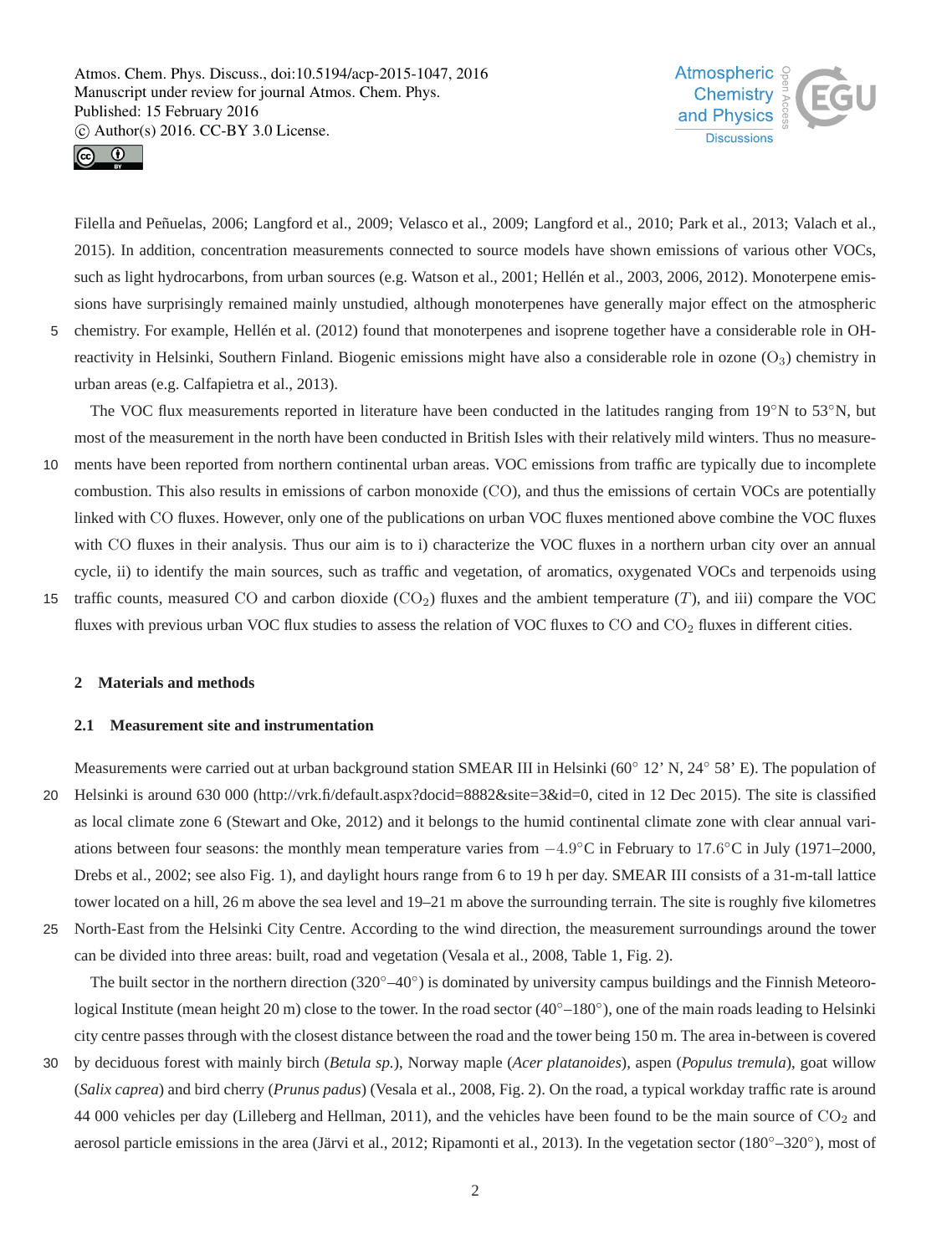Filella and Peñuelas, 2006; Langford et al., 2009; Velasco et al., 2009; Langford et al., 2010; Park et al., 2013; Valach et al., 2015). In addition, concentration measurements connected to source models have shown emissions of various other VOCs, such as light hydrocarbons, from urban sources (e.g. Watson et al., 2001; Hellén et al., 2003, 2006, 2012). Monoterpene emissions have surprisingly remained mainly unstudied, although monoterpenes have generally major effect on the atmospheric chemistry. For example, Hellén et al. (2012) found that monoterpenes and isoprene together have a considerable role in OH-reactivity in Helsinki, Southern Finland. Biogenic emissions might have also a considerable role in ozone ($O_3$) chemistry in urban areas (e.g. Calfapietra et al., 2013).

The VOC flux measurements reported in literature have been conducted in the latitudes ranging from 19°N to 53°N, but most of the measurement in the north have been conducted in British Isles with their relatively mild winters. Thus no measurements have been reported from northern continental urban areas. VOC emissions from traffic are typically due to incomplete combustion. This also results in emissions of carbon monoxide ($CO$), and thus the emissions of certain VOCs are potentially linked with $CO$ fluxes. However, only one of the publications on urban VOC fluxes mentioned above combine the VOC fluxes with $CO$ fluxes in their analysis. Thus our aim is to i) characterize the VOC fluxes in a northern urban city over an annual cycle, ii) to identify the main sources, such as traffic and vegetation, of aromatics, oxygenated VOCs and terpenoids using traffic counts, measured $CO$ and carbon dioxide ($CO_2$) fluxes and the ambient temperature ($T$), and iii) compare the VOC fluxes with previous urban VOC flux studies to assess the relation of VOC fluxes to $CO$ and $CO_2$ fluxes in different cities.

## 2 Materials and methods

### 2.1 Measurement site and instrumentation

Measurements were carried out at urban background station SMEAR III in Helsinki (60° 12' N, 24° 58' E). The population of Helsinki is around 630 000 (http://vrk.fi/default.aspx?docid=8882&site=3&id=0, cited in 12 Dec 2015). The site is classified as local climate zone 6 (Stewart and Oke, 2012) and it belongs to the humid continental climate zone with clear annual variations between four seasons: the monthly mean temperature varies from $-4.9$°C in February to $17.6$°C in July (1971–2000, Drebs et al., 2002; see also Fig. 1), and daylight hours range from 6 to 19 h per day. SMEAR III consists of a 31-m-tall lattice tower located on a hill, 26 m above the sea level and 19–21 m above the surrounding terrain. The site is roughly five kilometres North-East from the Helsinki City Centre. According to the wind direction, the measurement surroundings around the tower can be divided into three areas: built, road and vegetation (Vesala et al., 2008, Table 1, Fig. 2).

The built sector in the northern direction (320°–40°) is dominated by university campus buildings and the Finnish Meteorological Institute (mean height 20 m) close to the tower. In the road sector (40°–180°), one of the main roads leading to Helsinki city centre passes through with the closest distance between the road and the tower being 150 m. The area in-between is covered by deciduous forest with mainly birch (*Betula sp.*), Norway maple (*Acer platanoides*), aspen (*Populus tremula*), goat willow (*Salix caprea*) and bird cherry (*Prunus padus*) (Vesala et al., 2008, Fig. 2). On the road, a typical workday traffic rate is around 44 000 vehicles per day (Lilleberg and Hellman, 2011), and the vehicles have been found to be the main source of $CO_2$ and aerosol particle emissions in the area (Järvi et al., 2012; Ripamonti et al., 2013). In the vegetation sector (180°–320°), most of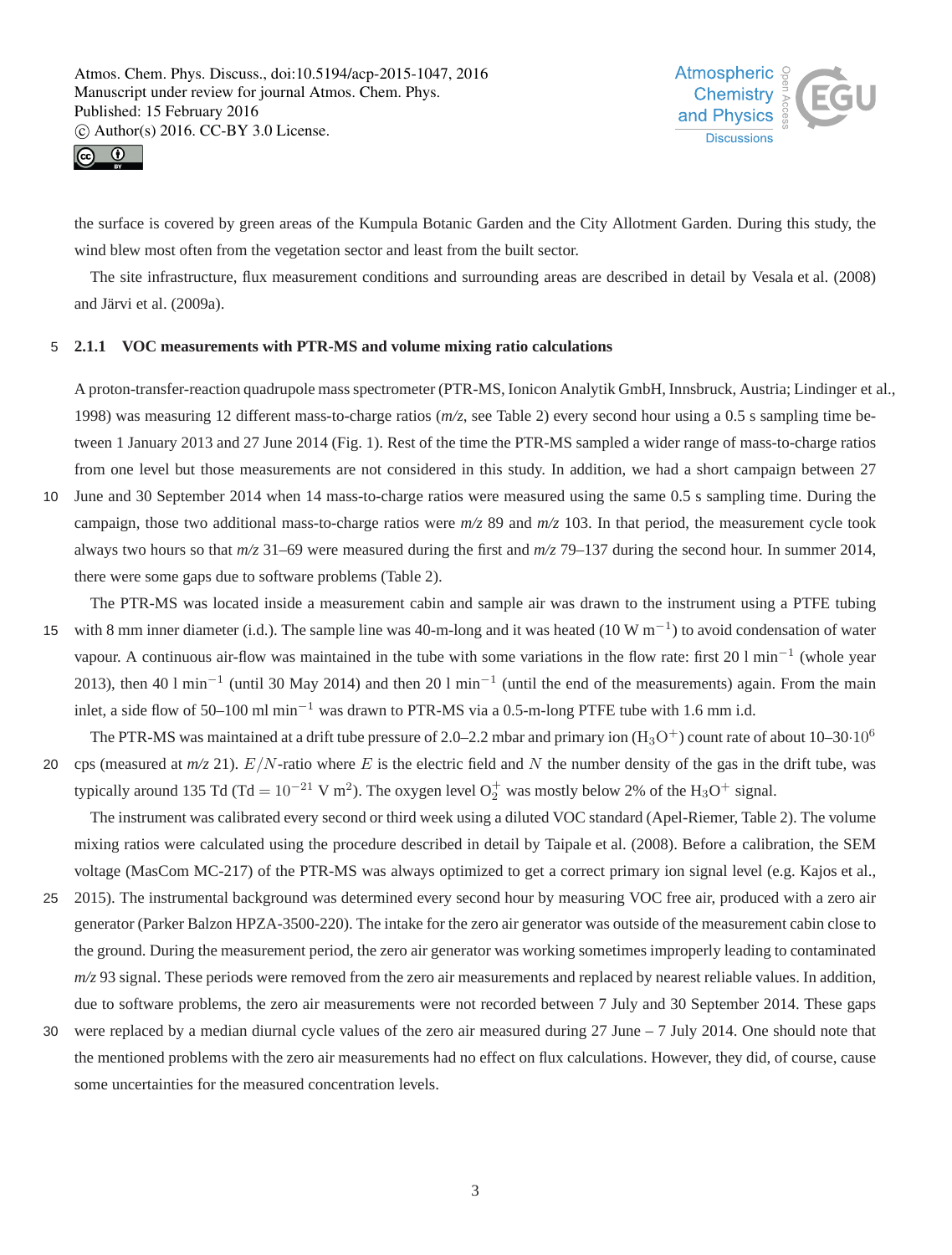the surface is covered by green areas of the Kumpula Botanic Garden and the City Allotment Garden. During this study, the wind blew most often from the vegetation sector and least from the built sector.

The site infrastructure, flux measurement conditions and surrounding areas are described in detail by Vesala et al. (2008) and Järvi et al. (2009a).

### 2.1.1 VOC measurements with PTR-MS and volume mixing ratio calculations

A proton-transfer-reaction quadrupole mass spectrometer (PTR-MS, Ionicon Analytik GmbH, Innsbruck, Austria; Lindinger et al., 1998) was measuring 12 different mass-to-charge ratios (*m/z*, see Table 2) every second hour using a 0.5 s sampling time between 1 January 2013 and 27 June 2014 (Fig. 1). Rest of the time the PTR-MS sampled a wider range of mass-to-charge ratios from one level but those measurements are not considered in this study. In addition, we had a short campaign between 27 June and 30 September 2014 when 14 mass-to-charge ratios were measured using the same 0.5 s sampling time. During the campaign, those two additional mass-to-charge ratios were *m/z* 89 and *m/z* 103. In that period, the measurement cycle took always two hours so that *m/z* 31–69 were measured during the first and *m/z* 79–137 during the second hour. In summer 2014, there were some gaps due to software problems (Table 2).

The PTR-MS was located inside a measurement cabin and sample air was drawn to the instrument using a PTFE tubing with 8 mm inner diameter (i.d.). The sample line was 40-m-long and it was heated (10 W $m^{-1}$) to avoid condensation of water vapour. A continuous air-flow was maintained in the tube with some variations in the flow rate: first 20 l $min^{-1}$ (whole year 2013), then 40 l $min^{-1}$ (until 30 May 2014) and then 20 l $min^{-1}$ (until the end of the measurements) again. From the main inlet, a side flow of 50–100 ml $min^{-1}$ was drawn to PTR-MS via a 0.5-m-long PTFE tube with 1.6 mm i.d.

The PTR-MS was maintained at a drift tube pressure of 2.0–2.2 mbar and primary ion ($H_3O^+$) count rate of about 10–30$\cdot 10^6$ cps (measured at *m/z* 21). $E/N$-ratio where $E$ is the electric field and $N$ the number density of the gas in the drift tube, was typically around 135 Td (Td $= 10^{-21}$ V $m^2$). The oxygen level $O_2^+$ was mostly below 2% of the $H_3O^+$ signal.

The instrument was calibrated every second or third week using a diluted VOC standard (Apel-Riemer, Table 2). The volume mixing ratios were calculated using the procedure described in detail by Taipale et al. (2008). Before a calibration, the SEM voltage (MasCom MC-217) of the PTR-MS was always optimized to get a correct primary ion signal level (e.g. Kajos et al., 2015). The instrumental background was determined every second hour by measuring VOC free air, produced with a zero air generator (Parker Balzon HPZA-3500-220). The intake for the zero air generator was outside of the measurement cabin close to the ground. During the measurement period, the zero air generator was working sometimes improperly leading to contaminated *m/z* 93 signal. These periods were removed from the zero air measurements and replaced by nearest reliable values. In addition, due to software problems, the zero air measurements were not recorded between 7 July and 30 September 2014. These gaps were replaced by a median diurnal cycle values of the zero air measured during 27 June – 7 July 2014. One should note that the mentioned problems with the zero air measurements had no effect on flux calculations. However, they did, of course, cause some uncertainties for the measured concentration levels.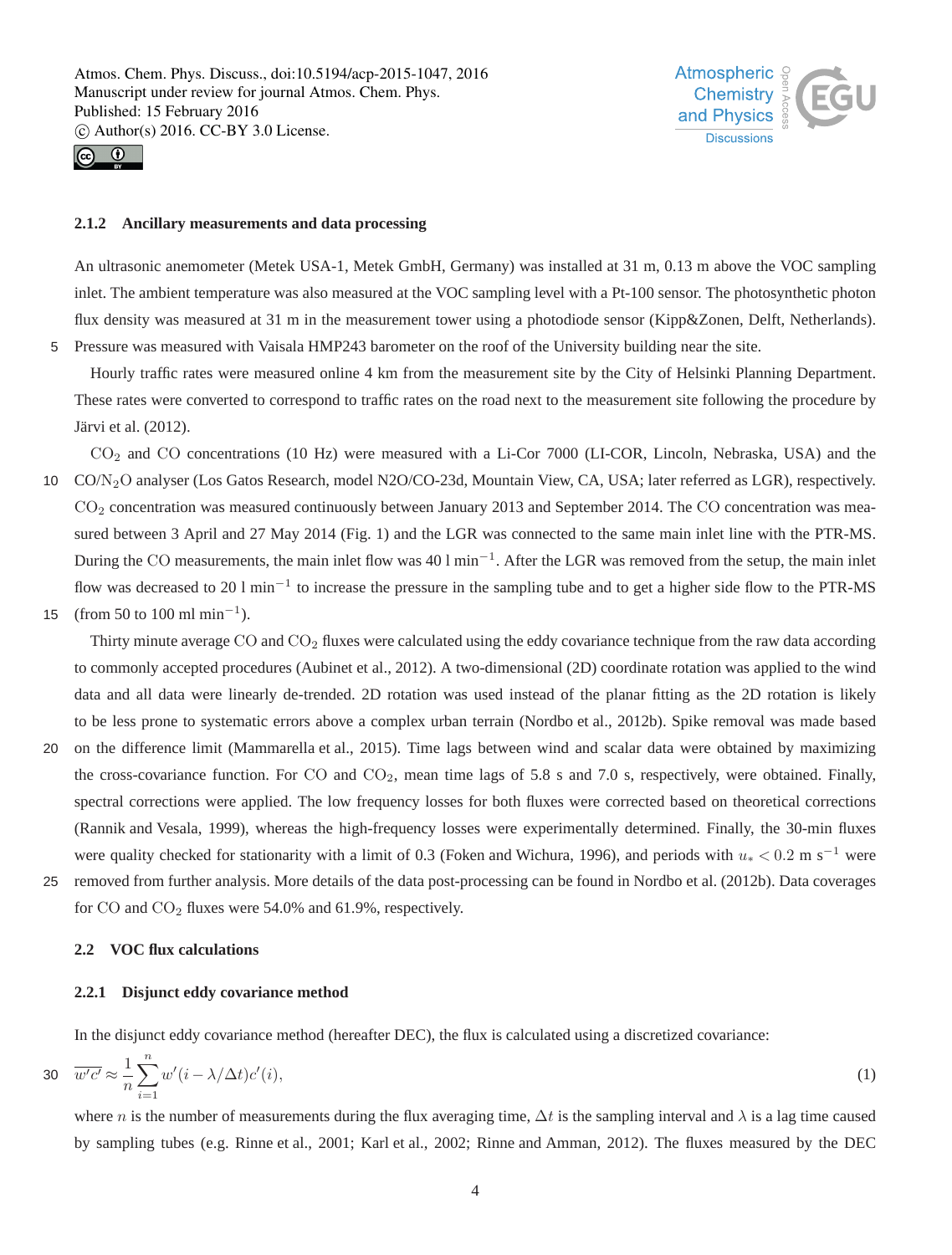### 2.1.2 Ancillary measurements and data processing

An ultrasonic anemometer (Metek USA-1, Metek GmbH, Germany) was installed at 31 m, 0.13 m above the VOC sampling inlet. The ambient temperature was also measured at the VOC sampling level with a Pt-100 sensor. The photosynthetic photon flux density was measured at 31 m in the measurement tower using a photodiode sensor (Kipp&Zonen, Delft, Netherlands). Pressure was measured with Vaisala HMP243 barometer on the roof of the University building near the site.

Hourly traffic rates were measured online 4 km from the measurement site by the City of Helsinki Planning Department. These rates were converted to correspond to traffic rates on the road next to the measurement site following the procedure by Järvi et al. (2012).

$CO_2$ and $CO$ concentrations (10 Hz) were measured with a Li-Cor 7000 (LI-COR, Lincoln, Nebraska, USA) and the $CO/N_2O$ analyser (Los Gatos Research, model N2O/CO-23d, Mountain View, CA, USA; later referred as LGR), respectively. $CO_2$ concentration was measured continuously between January 2013 and September 2014. The $CO$ concentration was measured between 3 April and 27 May 2014 (Fig. 1) and the LGR was connected to the same main inlet line with the PTR-MS. During the $CO$ measurements, the main inlet flow was 40 l min$^{-1}$. After the LGR was removed from the setup, the main inlet flow was decreased to 20 l min$^{-1}$ to increase the pressure in the sampling tube and to get a higher side flow to the PTR-MS (from 50 to 100 ml min$^{-1}$).

Thirty minute average $CO$ and $CO_2$ fluxes were calculated using the eddy covariance technique from the raw data according to commonly accepted procedures (Aubinet et al., 2012). A two-dimensional (2D) coordinate rotation was applied to the wind data and all data were linearly de-trended. 2D rotation was used instead of the planar fitting as the 2D rotation is likely to be less prone to systematic errors above a complex urban terrain (Nordbo et al., 2012b). Spike removal was made based on the difference limit (Mammarella et al., 2015). Time lags between wind and scalar data were obtained by maximizing the cross-covariance function. For $CO$ and $CO_2$, mean time lags of 5.8 s and 7.0 s, respectively, were obtained. Finally, spectral corrections were applied. The low frequency losses for both fluxes were corrected based on theoretical corrections (Rannik and Vesala, 1999), whereas the high-frequency losses were experimentally determined. Finally, the 30-min fluxes were quality checked for stationarity with a limit of 0.3 (Foken and Wichura, 1996), and periods with $u_* < 0.2$ m s$^{-1}$ were removed from further analysis. More details of the data post-processing can be found in Nordbo et al. (2012b). Data coverages for $CO$ and $CO_2$ fluxes were 54.0% and 61.9%, respectively.

## 2.2 VOC flux calculations

### 2.2.1 Disjunct eddy covariance method

In the disjunct eddy covariance method (hereafter DEC), the flux is calculated using a discretized covariance:

$$\overline{w'c'} \approx \frac{1}{n}\sum_{i=1}^{n} w'(i-\lambda/\Delta t)c'(i), \tag{1}$$

where $n$ is the number of measurements during the flux averaging time, $\Delta t$ is the sampling interval and $\lambda$ is a lag time caused by sampling tubes (e.g. Rinne et al., 2001; Karl et al., 2002; Rinne and Amman, 2012). The fluxes measured by the DEC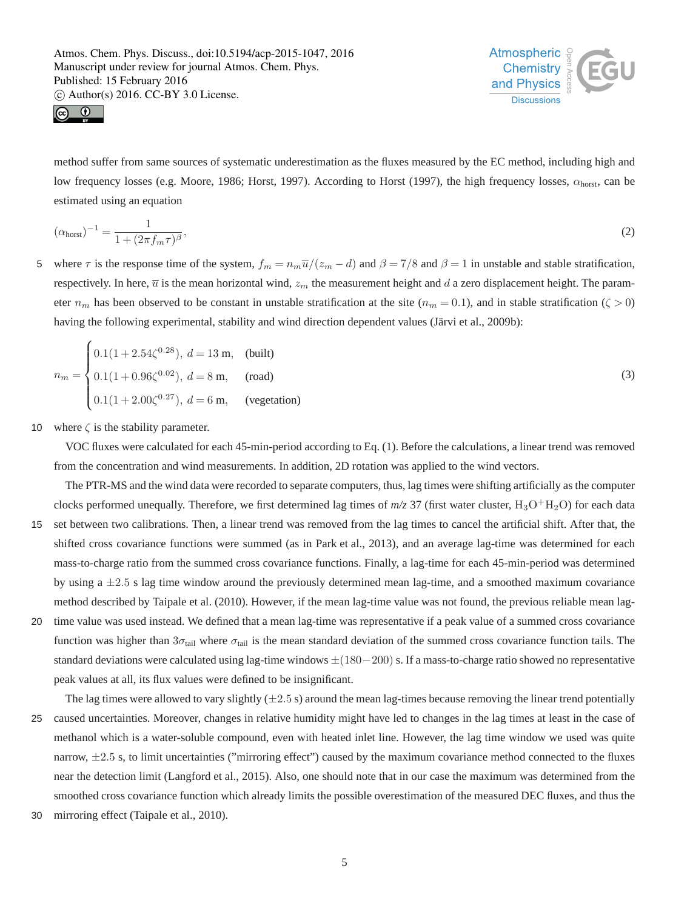method suffer from same sources of systematic underestimation as the fluxes measured by the EC method, including high and low frequency losses (e.g. Moore, 1986; Horst, 1997). According to Horst (1997), the high frequency losses, $\alpha_{\text{horst}}$, can be estimated using an equation

$$(\alpha_{\text{horst}})^{-1} = \frac{1}{1 + (2\pi f_m \tau)^{\beta}}, \tag{2}$$

where $\tau$ is the response time of the system, $f_m = n_m \overline{u}/(z_m - d)$ and $\beta = 7/8$ and $\beta = 1$ in unstable and stable stratification, respectively. In here, $\overline{u}$ is the mean horizontal wind, $z_m$ the measurement height and $d$ a zero displacement height. The parameter $n_m$ has been observed to be constant in unstable stratification at the site ($n_m = 0.1$), and in stable stratification ($\zeta > 0$) having the following experimental, stability and wind direction dependent values (Järvi et al., 2009b):

$$n_m = \begin{cases} 0.1(1 + 2.54\zeta^{0.28}),\ d = 13\ \text{m}, & \text{(built)} \\ 0.1(1 + 0.96\zeta^{0.02}),\ d = 8\ \text{m}, & \text{(road)} \\ 0.1(1 + 2.00\zeta^{0.27}),\ d = 6\ \text{m}, & \text{(vegetation)} \end{cases} \tag{3}$$

where $\zeta$ is the stability parameter.

VOC fluxes were calculated for each 45-min-period according to Eq. (1). Before the calculations, a linear trend was removed from the concentration and wind measurements. In addition, 2D rotation was applied to the wind vectors.

The PTR-MS and the wind data were recorded to separate computers, thus, lag times were shifting artificially as the computer clocks performed unequally. Therefore, we first determined lag times of *m/z* 37 (first water cluster, $H_3O^+H_2O$) for each data set between two calibrations. Then, a linear trend was removed from the lag times to cancel the artificial shift. After that, the shifted cross covariance functions were summed (as in Park et al., 2013), and an average lag-time was determined for each mass-to-charge ratio from the summed cross covariance functions. Finally, a lag-time for each 45-min-period was determined by using a $\pm 2.5$ s lag time window around the previously determined mean lag-time, and a smoothed maximum covariance method described by Taipale et al. (2010). However, if the mean lag-time value was not found, the previous reliable mean lag-time value was used instead. We defined that a mean lag-time was representative if a peak value of a summed cross covariance function was higher than $3\sigma_{\text{tail}}$ where $\sigma_{\text{tail}}$ is the mean standard deviation of the summed cross covariance function tails. The standard deviations were calculated using lag-time windows $\pm(180 - 200)$ s. If a mass-to-charge ratio showed no representative peak values at all, its flux values were defined to be insignificant.

The lag times were allowed to vary slightly ($\pm 2.5$ s) around the mean lag-times because removing the linear trend potentially caused uncertainties. Moreover, changes in relative humidity might have led to changes in the lag times at least in the case of methanol which is a water-soluble compound, even with heated inlet line. However, the lag time window we used was quite narrow, $\pm 2.5$ s, to limit uncertainties ("mirroring effect") caused by the maximum covariance method connected to the fluxes near the detection limit (Langford et al., 2015). Also, one should note that in our case the maximum was determined from the smoothed cross covariance function which already limits the possible overestimation of the measured DEC fluxes, and thus the mirroring effect (Taipale et al., 2010).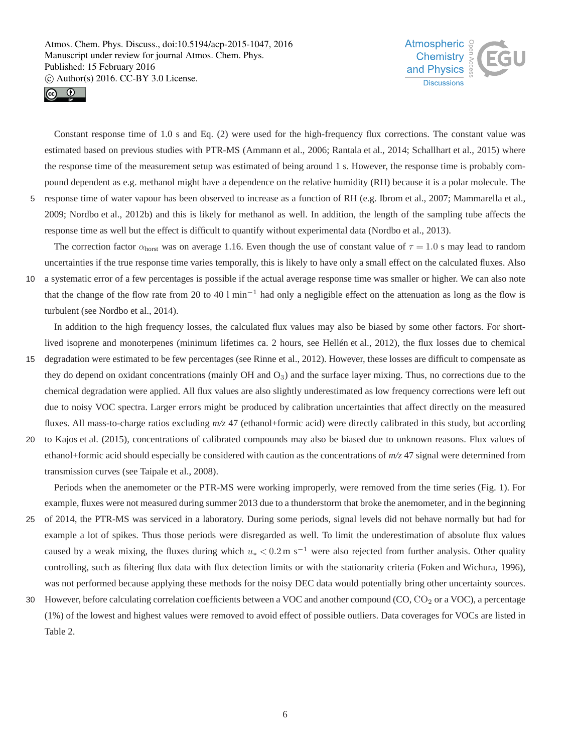Constant response time of 1.0 s and Eq. (2) were used for the high-frequency flux corrections. The constant value was estimated based on previous studies with PTR-MS (Ammann et al., 2006; Rantala et al., 2014; Schallhart et al., 2015) where the response time of the measurement setup was estimated of being around 1 s. However, the response time is probably compound dependent as e.g. methanol might have a dependence on the relative humidity (RH) because it is a polar molecule. The response time of water vapour has been observed to increase as a function of RH (e.g. Ibrom et al., 2007; Mammarella et al., 2009; Nordbo et al., 2012b) and this is likely for methanol as well. In addition, the length of the sampling tube affects the response time as well but the effect is difficult to quantify without experimental data (Nordbo et al., 2013).

The correction factor $\alpha_{\mathrm{horst}}$ was on average 1.16. Even though the use of constant value of $\tau = 1.0$ s may lead to random uncertainties if the true response time varies temporally, this is likely to have only a small effect on the calculated fluxes. Also a systematic error of a few percentages is possible if the actual average response time was smaller or higher. We can also note that the change of the flow rate from 20 to 40 l $\mathrm{min}^{-1}$ had only a negligible effect on the attenuation as long as the flow is turbulent (see Nordbo et al., 2014).

In addition to the high frequency losses, the calculated flux values may also be biased by some other factors. For short-lived isoprene and monoterpenes (minimum lifetimes ca. 2 hours, see Hellén et al., 2012), the flux losses due to chemical degradation were estimated to be few percentages (see Rinne et al., 2012). However, these losses are difficult to compensate as they do depend on oxidant concentrations (mainly OH and $O_3$) and the surface layer mixing. Thus, no corrections due to the chemical degradation were applied. All flux values are also slightly underestimated as low frequency corrections were left out due to noisy VOC spectra. Larger errors might be produced by calibration uncertainties that affect directly on the measured fluxes. All mass-to-charge ratios excluding *m/z* 47 (ethanol+formic acid) were directly calibrated in this study, but according to Kajos et al. (2015), concentrations of calibrated compounds may also be biased due to unknown reasons. Flux values of ethanol+formic acid should especially be considered with caution as the concentrations of *m/z* 47 signal were determined from transmission curves (see Taipale et al., 2008).

Periods when the anemometer or the PTR-MS were working improperly, were removed from the time series (Fig. 1). For example, fluxes were not measured during summer 2013 due to a thunderstorm that broke the anemometer, and in the beginning of 2014, the PTR-MS was serviced in a laboratory. During some periods, signal levels did not behave normally but had for example a lot of spikes. Thus those periods were disregarded as well. To limit the underestimation of absolute flux values caused by a weak mixing, the fluxes during which $u_* < 0.2\,\mathrm{m\ s^{-1}}$ were also rejected from further analysis. Other quality controlling, such as filtering flux data with flux detection limits or with the stationarity criteria (Foken and Wichura, 1996), was not performed because applying these methods for the noisy DEC data would potentially bring other uncertainty sources. However, before calculating correlation coefficients between a VOC and another compound (CO, $CO_2$ or a VOC), a percentage (1%) of the lowest and highest values were removed to avoid effect of possible outliers. Data coverages for VOCs are listed in Table 2.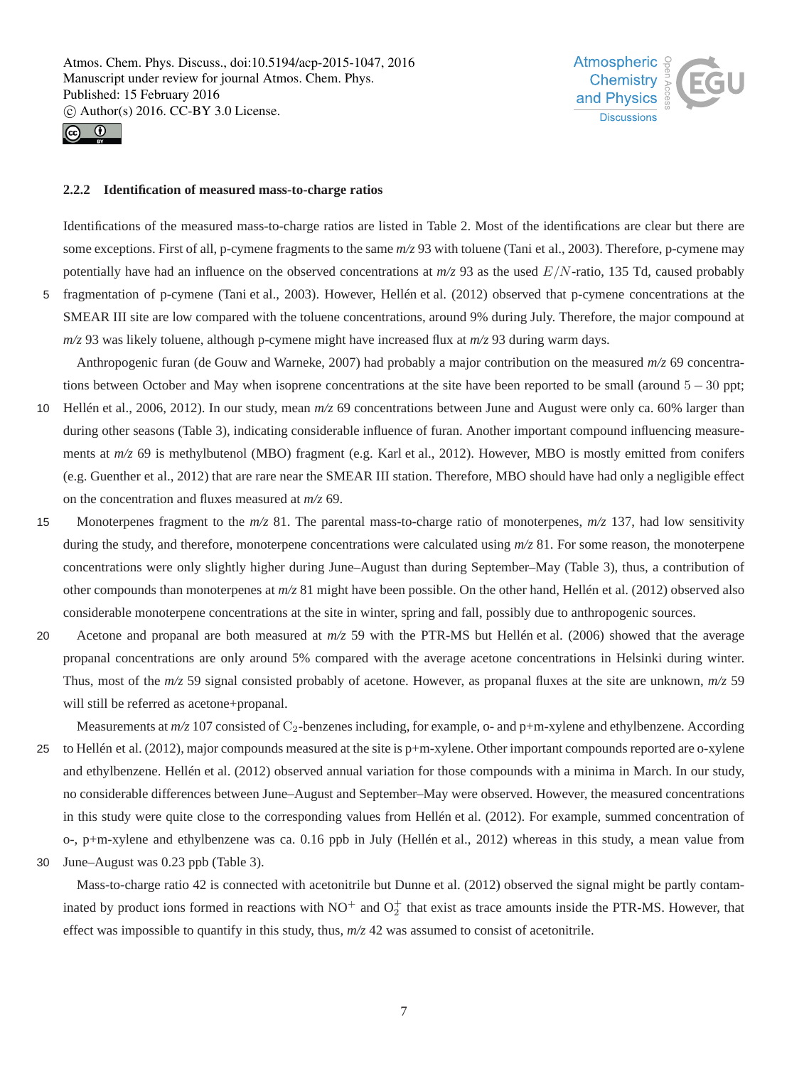### 2.2.2 Identification of measured mass-to-charge ratios

Identifications of the measured mass-to-charge ratios are listed in Table 2. Most of the identifications are clear but there are some exceptions. First of all, p-cymene fragments to the same *m/z* 93 with toluene (Tani et al., 2003). Therefore, p-cymene may potentially have had an influence on the observed concentrations at *m/z* 93 as the used $E/N$-ratio, 135 Td, caused probably fragmentation of p-cymene (Tani et al., 2003). However, Hellén et al. (2012) observed that p-cymene concentrations at the SMEAR III site are low compared with the toluene concentrations, around 9% during July. Therefore, the major compound at *m/z* 93 was likely toluene, although p-cymene might have increased flux at *m/z* 93 during warm days.

Anthropogenic furan (de Gouw and Warneke, 2007) had probably a major contribution on the measured *m/z* 69 concentrations between October and May when isoprene concentrations at the site have been reported to be small (around $5-30$ ppt; Hellén et al., 2006, 2012). In our study, mean *m/z* 69 concentrations between June and August were only ca. 60% larger than during other seasons (Table 3), indicating considerable influence of furan. Another important compound influencing measurements at *m/z* 69 is methylbutenol (MBO) fragment (e.g. Karl et al., 2012). However, MBO is mostly emitted from conifers (e.g. Guenther et al., 2012) that are rare near the SMEAR III station. Therefore, MBO should have had only a negligible effect on the concentration and fluxes measured at *m/z* 69.

Monoterpenes fragment to the *m/z* 81. The parental mass-to-charge ratio of monoterpenes, *m/z* 137, had low sensitivity during the study, and therefore, monoterpene concentrations were calculated using *m/z* 81. For some reason, the monoterpene concentrations were only slightly higher during June–August than during September–May (Table 3), thus, a contribution of other compounds than monoterpenes at *m/z* 81 might have been possible. On the other hand, Hellén et al. (2012) observed also considerable monoterpene concentrations at the site in winter, spring and fall, possibly due to anthropogenic sources.

Acetone and propanal are both measured at *m/z* 59 with the PTR-MS but Hellén et al. (2006) showed that the average propanal concentrations are only around 5% compared with the average acetone concentrations in Helsinki during winter. Thus, most of the *m/z* 59 signal consisted probably of acetone. However, as propanal fluxes at the site are unknown, *m/z* 59 will still be referred as acetone+propanal.

Measurements at *m/z* 107 consisted of $C_2$-benzenes including, for example, o- and p+m-xylene and ethylbenzene. According to Hellén et al. (2012), major compounds measured at the site is p+m-xylene. Other important compounds reported are o-xylene and ethylbenzene. Hellén et al. (2012) observed annual variation for those compounds with a minima in March. In our study, no considerable differences between June–August and September–May were observed. However, the measured concentrations in this study were quite close to the corresponding values from Hellén et al. (2012). For example, summed concentration of o-, p+m-xylene and ethylbenzene was ca. 0.16 ppb in July (Hellén et al., 2012) whereas in this study, a mean value from June–August was 0.23 ppb (Table 3).

Mass-to-charge ratio 42 is connected with acetonitrile but Dunne et al. (2012) observed the signal might be partly contaminated by product ions formed in reactions with $NO^+$ and $O_2^+$ that exist as trace amounts inside the PTR-MS. However, that effect was impossible to quantify in this study, thus, *m/z* 42 was assumed to consist of acetonitrile.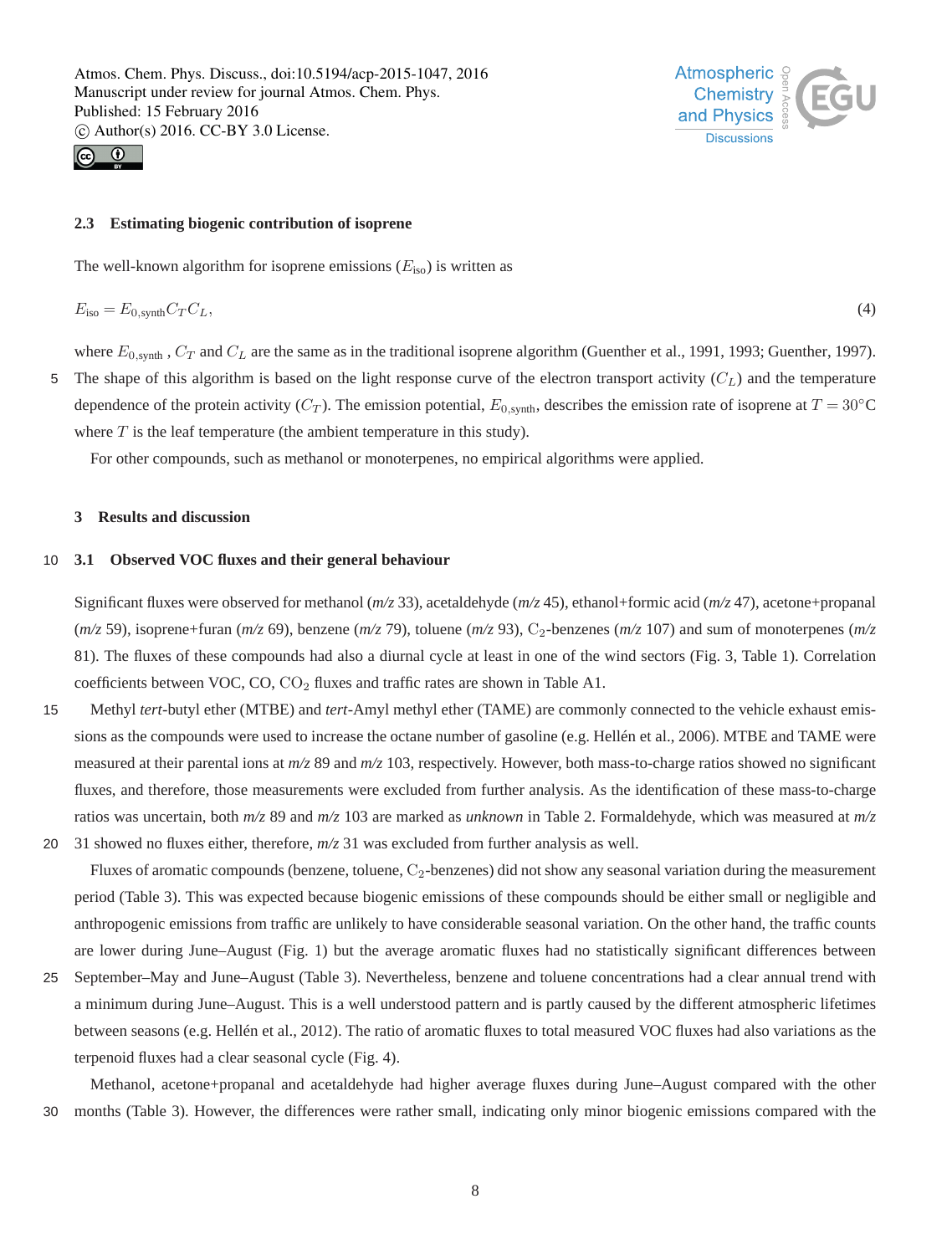### 2.3 Estimating biogenic contribution of isoprene

The well-known algorithm for isoprene emissions ($E_{\text{iso}}$) is written as

$$E_{\text{iso}} = E_{0,\text{synth}} C_T C_L, \tag{4}$$

where $E_{0,\text{synth}}$ , $C_T$ and $C_L$ are the same as in the traditional isoprene algorithm (Guenther et al., 1991, 1993; Guenther, 1997). The shape of this algorithm is based on the light response curve of the electron transport activity ($C_L$) and the temperature dependence of the protein activity ($C_T$). The emission potential, $E_{0,\text{synth}}$, describes the emission rate of isoprene at $T = 30°\text{C}$ where $T$ is the leaf temperature (the ambient temperature in this study).

For other compounds, such as methanol or monoterpenes, no empirical algorithms were applied.

## 3 Results and discussion

### 3.1 Observed VOC fluxes and their general behaviour

Significant fluxes were observed for methanol (*m/z* 33), acetaldehyde (*m/z* 45), ethanol+formic acid (*m/z* 47), acetone+propanal (*m/z* 59), isoprene+furan (*m/z* 69), benzene (*m/z* 79), toluene (*m/z* 93), $C_2$-benzenes (*m/z* 107) and sum of monoterpenes (*m/z* 81). The fluxes of these compounds had also a diurnal cycle at least in one of the wind sectors (Fig. 3, Table 1). Correlation coefficients between VOC, CO, $CO_2$ fluxes and traffic rates are shown in Table A1.

Methyl *tert*-butyl ether (MTBE) and *tert*-Amyl methyl ether (TAME) are commonly connected to the vehicle exhaust emissions as the compounds were used to increase the octane number of gasoline (e.g. Hellén et al., 2006). MTBE and TAME were measured at their parental ions at *m/z* 89 and *m/z* 103, respectively. However, both mass-to-charge ratios showed no significant fluxes, and therefore, those measurements were excluded from further analysis. As the identification of these mass-to-charge ratios was uncertain, both *m/z* 89 and *m/z* 103 are marked as *unknown* in Table 2. Formaldehyde, which was measured at *m/z* 31 showed no fluxes either, therefore, *m/z* 31 was excluded from further analysis as well.

Fluxes of aromatic compounds (benzene, toluene, $C_2$-benzenes) did not show any seasonal variation during the measurement period (Table 3). This was expected because biogenic emissions of these compounds should be either small or negligible and anthropogenic emissions from traffic are unlikely to have considerable seasonal variation. On the other hand, the traffic counts are lower during June–August (Fig. 1) but the average aromatic fluxes had no statistically significant differences between September–May and June–August (Table 3). Nevertheless, benzene and toluene concentrations had a clear annual trend with a minimum during June–August. This is a well understood pattern and is partly caused by the different atmospheric lifetimes between seasons (e.g. Hellén et al., 2012). The ratio of aromatic fluxes to total measured VOC fluxes had also variations as the terpenoid fluxes had a clear seasonal cycle (Fig. 4).

Methanol, acetone+propanal and acetaldehyde had higher average fluxes during June–August compared with the other months (Table 3). However, the differences were rather small, indicating only minor biogenic emissions compared with the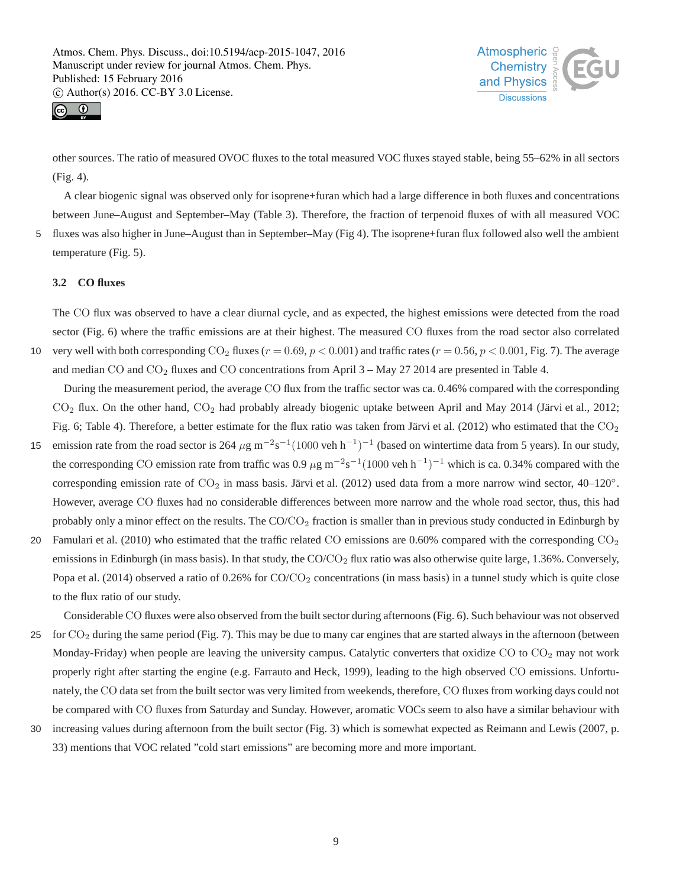other sources. The ratio of measured OVOC fluxes to the total measured VOC fluxes stayed stable, being 55–62% in all sectors (Fig. 4).

A clear biogenic signal was observed only for isoprene+furan which had a large difference in both fluxes and concentrations between June–August and September–May (Table 3). Therefore, the fraction of terpenoid fluxes of with all measured VOC fluxes was also higher in June–August than in September–May (Fig 4). The isoprene+furan flux followed also well the ambient temperature (Fig. 5).

### 3.2 CO fluxes

The CO flux was observed to have a clear diurnal cycle, and as expected, the highest emissions were detected from the road sector (Fig. 6) where the traffic emissions are at their highest. The measured CO fluxes from the road sector also correlated very well with both corresponding $CO_2$ fluxes ($r = 0.69$, $p < 0.001$) and traffic rates ($r = 0.56$, $p < 0.001$, Fig. 7). The average and median CO and $CO_2$ fluxes and CO concentrations from April 3 – May 27 2014 are presented in Table 4.

During the measurement period, the average CO flux from the traffic sector was ca. 0.46% compared with the corresponding $CO_2$ flux. On the other hand, $CO_2$ had probably already biogenic uptake between April and May 2014 (Järvi et al., 2012; Fig. 6; Table 4). Therefore, a better estimate for the flux ratio was taken from Järvi et al. (2012) who estimated that the $CO_2$ emission rate from the road sector is 264 $\mu$g $m^{-2}s^{-1}(1000 \text{ veh h}^{-1})^{-1}$ (based on wintertime data from 5 years). In our study, the corresponding CO emission rate from traffic was 0.9 $\mu$g $m^{-2}s^{-1}(1000 \text{ veh h}^{-1})^{-1}$ which is ca. 0.34% compared with the corresponding emission rate of $CO_2$ in mass basis. Järvi et al. (2012) used data from a more narrow wind sector, 40–120°. However, average CO fluxes had no considerable differences between more narrow and the whole road sector, thus, this had probably only a minor effect on the results. The CO/$CO_2$ fraction is smaller than in previous study conducted in Edinburgh by Famulari et al. (2010) who estimated that the traffic related CO emissions are 0.60% compared with the corresponding $CO_2$ emissions in Edinburgh (in mass basis). In that study, the CO/$CO_2$ flux ratio was also otherwise quite large, 1.36%. Conversely, Popa et al. (2014) observed a ratio of 0.26% for CO/$CO_2$ concentrations (in mass basis) in a tunnel study which is quite close to the flux ratio of our study.

Considerable CO fluxes were also observed from the built sector during afternoons (Fig. 6). Such behaviour was not observed for $CO_2$ during the same period (Fig. 7). This may be due to many car engines that are started always in the afternoon (between Monday-Friday) when people are leaving the university campus. Catalytic converters that oxidize CO to $CO_2$ may not work properly right after starting the engine (e.g. Farrauto and Heck, 1999), leading to the high observed CO emissions. Unfortunately, the CO data set from the built sector was very limited from weekends, therefore, CO fluxes from working days could not be compared with CO fluxes from Saturday and Sunday. However, aromatic VOCs seem to also have a similar behaviour with increasing values during afternoon from the built sector (Fig. 3) which is somewhat expected as Reimann and Lewis (2007, p. 33) mentions that VOC related "cold start emissions" are becoming more and more important.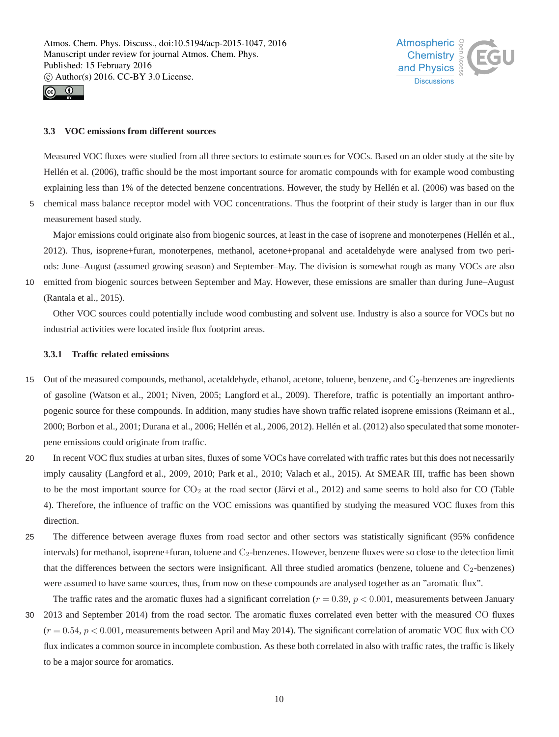### 3.3 VOC emissions from different sources

Measured VOC fluxes were studied from all three sectors to estimate sources for VOCs. Based on an older study at the site by Hellén et al. (2006), traffic should be the most important source for aromatic compounds with for example wood combusting explaining less than 1% of the detected benzene concentrations. However, the study by Hellén et al. (2006) was based on the chemical mass balance receptor model with VOC concentrations. Thus the footprint of their study is larger than in our flux measurement based study.

Major emissions could originate also from biogenic sources, at least in the case of isoprene and monoterpenes (Hellén et al., 2012). Thus, isoprene+furan, monoterpenes, methanol, acetone+propanal and acetaldehyde were analysed from two periods: June–August (assumed growing season) and September–May. The division is somewhat rough as many VOCs are also emitted from biogenic sources between September and May. However, these emissions are smaller than during June–August (Rantala et al., 2015).

Other VOC sources could potentially include wood combusting and solvent use. Industry is also a source for VOCs but no industrial activities were located inside flux footprint areas.

#### 3.3.1 Traffic related emissions

Out of the measured compounds, methanol, acetaldehyde, ethanol, acetone, toluene, benzene, and $C_2$-benzenes are ingredients of gasoline (Watson et al., 2001; Niven, 2005; Langford et al., 2009). Therefore, traffic is potentially an important anthropogenic source for these compounds. In addition, many studies have shown traffic related isoprene emissions (Reimann et al., 2000; Borbon et al., 2001; Durana et al., 2006; Hellén et al., 2006, 2012). Hellén et al. (2012) also speculated that some monoterpene emissions could originate from traffic.

In recent VOC flux studies at urban sites, fluxes of some VOCs have correlated with traffic rates but this does not necessarily imply causality (Langford et al., 2009, 2010; Park et al., 2010; Valach et al., 2015). At SMEAR III, traffic has been shown to be the most important source for $CO_2$ at the road sector (Järvi et al., 2012) and same seems to hold also for CO (Table 4). Therefore, the influence of traffic on the VOC emissions was quantified by studying the measured VOC fluxes from this direction.

The difference between average fluxes from road sector and other sectors was statistically significant (95% confidence intervals) for methanol, isoprene+furan, toluene and $C_2$-benzenes. However, benzene fluxes were so close to the detection limit that the differences between the sectors were insignificant. All three studied aromatics (benzene, toluene and $C_2$-benzenes) were assumed to have same sources, thus, from now on these compounds are analysed together as an "aromatic flux".

The traffic rates and the aromatic fluxes had a significant correlation ($r = 0.39$, $p < 0.001$, measurements between January 2013 and September 2014) from the road sector. The aromatic fluxes correlated even better with the measured CO fluxes ($r = 0.54$, $p < 0.001$, measurements between April and May 2014). The significant correlation of aromatic VOC flux with CO flux indicates a common source in incomplete combustion. As these both correlated in also with traffic rates, the traffic is likely to be a major source for aromatics.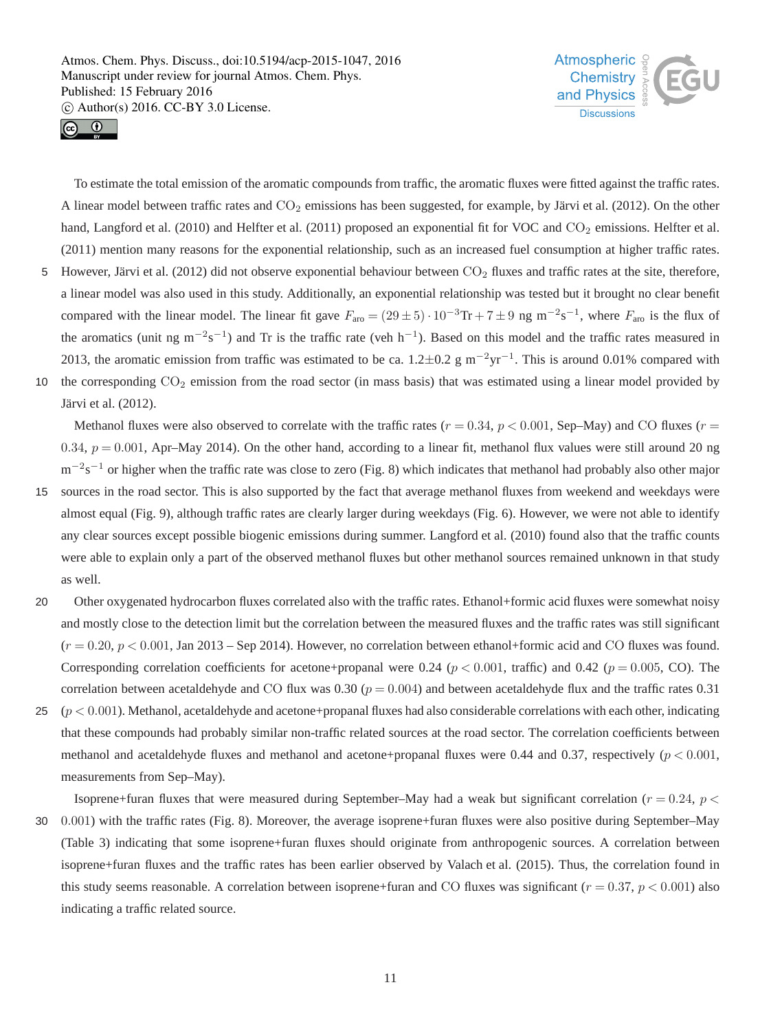To estimate the total emission of the aromatic compounds from traffic, the aromatic fluxes were fitted against the traffic rates. A linear model between traffic rates and $CO_2$ emissions has been suggested, for example, by Järvi et al. (2012). On the other hand, Langford et al. (2010) and Helfter et al. (2011) proposed an exponential fit for VOC and $CO_2$ emissions. Helfter et al. (2011) mention many reasons for the exponential relationship, such as an increased fuel consumption at higher traffic rates. However, Järvi et al. (2012) did not observe exponential behaviour between $CO_2$ fluxes and traffic rates at the site, therefore, a linear model was also used in this study. Additionally, an exponential relationship was tested but it brought no clear benefit compared with the linear model. The linear fit gave $F_{\mathrm{aro}} = (29 \pm 5) \cdot 10^{-3}\mathrm{Tr} + 7 \pm 9$ ng m$^{-2}$s$^{-1}$, where $F_{\mathrm{aro}}$ is the flux of the aromatics (unit ng m$^{-2}$s$^{-1}$) and Tr is the traffic rate (veh h$^{-1}$). Based on this model and the traffic rates measured in 2013, the aromatic emission from traffic was estimated to be ca. 1.2±0.2 g m$^{-2}$yr$^{-1}$. This is around 0.01% compared with the corresponding $CO_2$ emission from the road sector (in mass basis) that was estimated using a linear model provided by Järvi et al. (2012).

Methanol fluxes were also observed to correlate with the traffic rates ($r = 0.34$, $p < 0.001$, Sep–May) and CO fluxes ($r = 0.34$, $p = 0.001$, Apr–May 2014). On the other hand, according to a linear fit, methanol flux values were still around 20 ng m$^{-2}$s$^{-1}$ or higher when the traffic rate was close to zero (Fig. 8) which indicates that methanol had probably also other major sources in the road sector. This is also supported by the fact that average methanol fluxes from weekend and weekdays were almost equal (Fig. 9), although traffic rates are clearly larger during weekdays (Fig. 6). However, we were not able to identify any clear sources except possible biogenic emissions during summer. Langford et al. (2010) found also that the traffic counts were able to explain only a part of the observed methanol fluxes but other methanol sources remained unknown in that study as well.

Other oxygenated hydrocarbon fluxes correlated also with the traffic rates. Ethanol+formic acid fluxes were somewhat noisy and mostly close to the detection limit but the correlation between the measured fluxes and the traffic rates was still significant ($r = 0.20$, $p < 0.001$, Jan 2013 – Sep 2014). However, no correlation between ethanol+formic acid and CO fluxes was found. Corresponding correlation coefficients for acetone+propanal were 0.24 ($p < 0.001$, traffic) and 0.42 ($p = 0.005$, CO). The correlation between acetaldehyde and CO flux was 0.30 ($p = 0.004$) and between acetaldehyde flux and the traffic rates 0.31 ($p < 0.001$). Methanol, acetaldehyde and acetone+propanal fluxes had also considerable correlations with each other, indicating that these compounds had probably similar non-traffic related sources at the road sector. The correlation coefficients between methanol and acetaldehyde fluxes and methanol and acetone+propanal fluxes were 0.44 and 0.37, respectively ($p < 0.001$, measurements from Sep–May).

Isoprene+furan fluxes that were measured during September–May had a weak but significant correlation ($r = 0.24$, $p < 0.001$) with the traffic rates (Fig. 8). Moreover, the average isoprene+furan fluxes were also positive during September–May (Table 3) indicating that some isoprene+furan fluxes should originate from anthropogenic sources. A correlation between isoprene+furan fluxes and the traffic rates has been earlier observed by Valach et al. (2015). Thus, the correlation found in this study seems reasonable. A correlation between isoprene+furan and CO fluxes was significant ($r = 0.37$, $p < 0.001$) also indicating a traffic related source.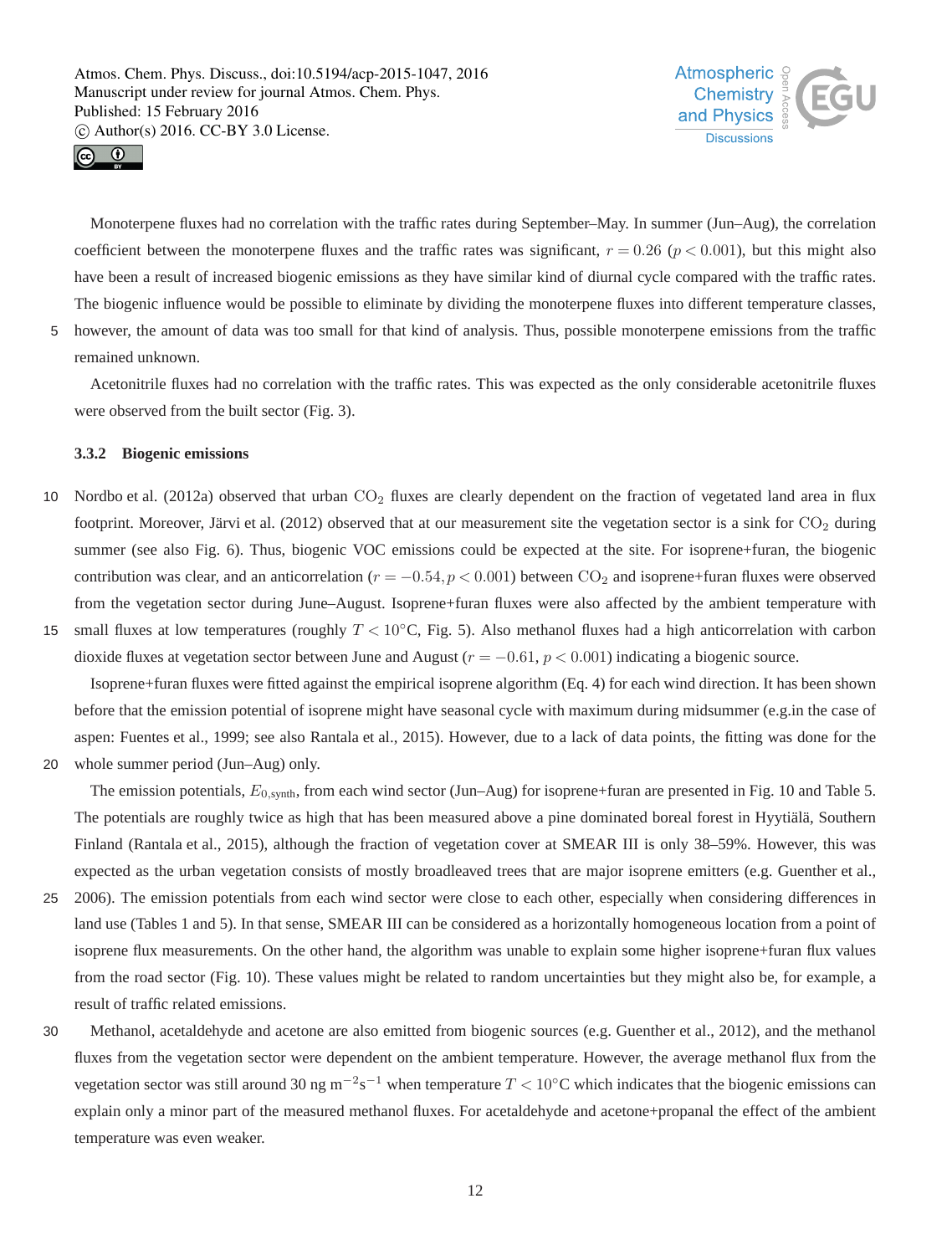Monoterpene fluxes had no correlation with the traffic rates during September–May. In summer (Jun–Aug), the correlation coefficient between the monoterpene fluxes and the traffic rates was significant, $r = 0.26$ ($p < 0.001$), but this might also have been a result of increased biogenic emissions as they have similar kind of diurnal cycle compared with the traffic rates. The biogenic influence would be possible to eliminate by dividing the monoterpene fluxes into different temperature classes, however, the amount of data was too small for that kind of analysis. Thus, possible monoterpene emissions from the traffic remained unknown.

Acetonitrile fluxes had no correlation with the traffic rates. This was expected as the only considerable acetonitrile fluxes were observed from the built sector (Fig. 3).

### 3.3.2 Biogenic emissions

Nordbo et al. (2012a) observed that urban $CO_2$ fluxes are clearly dependent on the fraction of vegetated land area in flux footprint. Moreover, Järvi et al. (2012) observed that at our measurement site the vegetation sector is a sink for $CO_2$ during summer (see also Fig. 6). Thus, biogenic VOC emissions could be expected at the site. For isoprene+furan, the biogenic contribution was clear, and an anticorrelation ($r = -0.54, p < 0.001$) between $CO_2$ and isoprene+furan fluxes were observed from the vegetation sector during June–August. Isoprene+furan fluxes were also affected by the ambient temperature with small fluxes at low temperatures (roughly $T < 10°C$, Fig. 5). Also methanol fluxes had a high anticorrelation with carbon dioxide fluxes at vegetation sector between June and August ($r = -0.61$, $p < 0.001$) indicating a biogenic source.

Isoprene+furan fluxes were fitted against the empirical isoprene algorithm (Eq. 4) for each wind direction. It has been shown before that the emission potential of isoprene might have seasonal cycle with maximum during midsummer (e.g.in the case of aspen: Fuentes et al., 1999; see also Rantala et al., 2015). However, due to a lack of data points, the fitting was done for the whole summer period (Jun–Aug) only.

The emission potentials, $E_{0,\text{synth}}$, from each wind sector (Jun–Aug) for isoprene+furan are presented in Fig. 10 and Table 5. The potentials are roughly twice as high that has been measured above a pine dominated boreal forest in Hyytiälä, Southern Finland (Rantala et al., 2015), although the fraction of vegetation cover at SMEAR III is only 38–59%. However, this was expected as the urban vegetation consists of mostly broadleaved trees that are major isoprene emitters (e.g. Guenther et al., 2006). The emission potentials from each wind sector were close to each other, especially when considering differences in land use (Tables 1 and 5). In that sense, SMEAR III can be considered as a horizontally homogeneous location from a point of isoprene flux measurements. On the other hand, the algorithm was unable to explain some higher isoprene+furan flux values from the road sector (Fig. 10). These values might be related to random uncertainties but they might also be, for example, a result of traffic related emissions.

Methanol, acetaldehyde and acetone are also emitted from biogenic sources (e.g. Guenther et al., 2012), and the methanol fluxes from the vegetation sector were dependent on the ambient temperature. However, the average methanol flux from the vegetation sector was still around 30 ng $m^{-2}s^{-1}$ when temperature $T < 10°C$ which indicates that the biogenic emissions can explain only a minor part of the measured methanol fluxes. For acetaldehyde and acetone+propanal the effect of the ambient temperature was even weaker.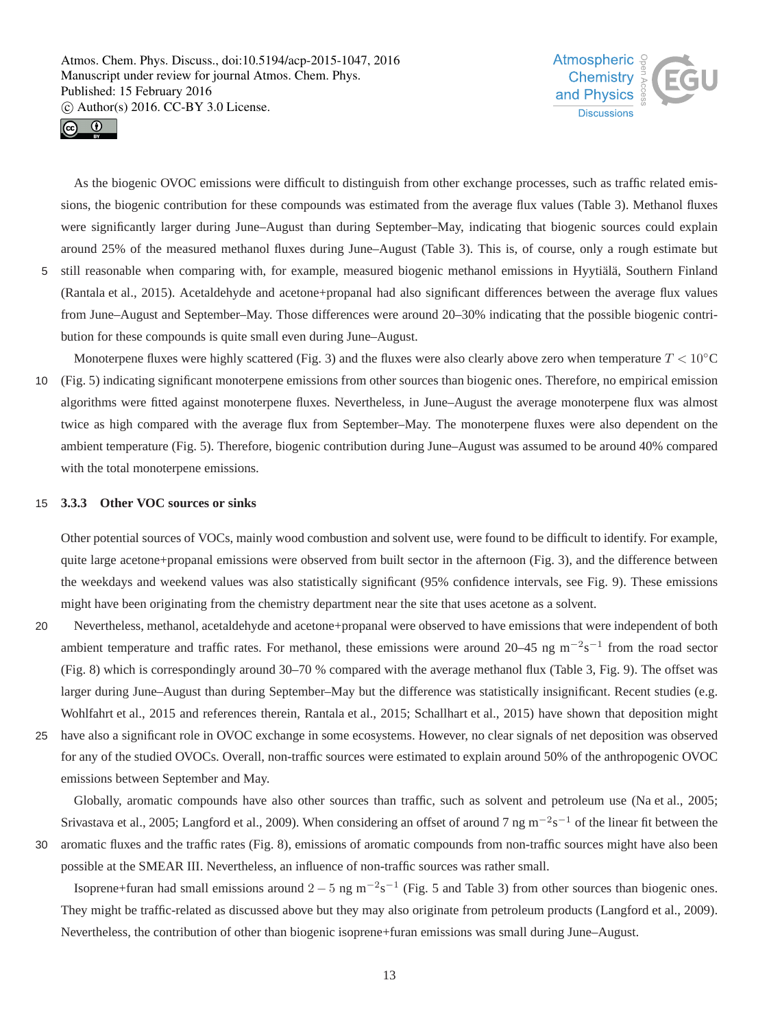As the biogenic OVOC emissions were difficult to distinguish from other exchange processes, such as traffic related emissions, the biogenic contribution for these compounds was estimated from the average flux values (Table 3). Methanol fluxes were significantly larger during June–August than during September–May, indicating that biogenic sources could explain around 25% of the measured methanol fluxes during June–August (Table 3). This is, of course, only a rough estimate but still reasonable when comparing with, for example, measured biogenic methanol emissions in Hyytiälä, Southern Finland (Rantala et al., 2015). Acetaldehyde and acetone+propanal had also significant differences between the average flux values from June–August and September–May. Those differences were around 20–30% indicating that the possible biogenic contribution for these compounds is quite small even during June–August.

Monoterpene fluxes were highly scattered (Fig. 3) and the fluxes were also clearly above zero when temperature $T < 10^{\circ}$C (Fig. 5) indicating significant monoterpene emissions from other sources than biogenic ones. Therefore, no empirical emission algorithms were fitted against monoterpene fluxes. Nevertheless, in June–August the average monoterpene flux was almost twice as high compared with the average flux from September–May. The monoterpene fluxes were also dependent on the ambient temperature (Fig. 5). Therefore, biogenic contribution during June–August was assumed to be around 40% compared with the total monoterpene emissions.

### 3.3.3 Other VOC sources or sinks

Other potential sources of VOCs, mainly wood combustion and solvent use, were found to be difficult to identify. For example, quite large acetone+propanal emissions were observed from built sector in the afternoon (Fig. 3), and the difference between the weekdays and weekend values was also statistically significant (95% confidence intervals, see Fig. 9). These emissions might have been originating from the chemistry department near the site that uses acetone as a solvent.

Nevertheless, methanol, acetaldehyde and acetone+propanal were observed to have emissions that were independent of both ambient temperature and traffic rates. For methanol, these emissions were around 20–45 ng $m^{-2}s^{-1}$ from the road sector (Fig. 8) which is correspondingly around 30–70 % compared with the average methanol flux (Table 3, Fig. 9). The offset was larger during June–August than during September–May but the difference was statistically insignificant. Recent studies (e.g. Wohlfahrt et al., 2015 and references therein, Rantala et al., 2015; Schallhart et al., 2015) have shown that deposition might have also a significant role in OVOC exchange in some ecosystems. However, no clear signals of net deposition was observed for any of the studied OVOCs. Overall, non-traffic sources were estimated to explain around 50% of the anthropogenic OVOC emissions between September and May.

Globally, aromatic compounds have also other sources than traffic, such as solvent and petroleum use (Na et al., 2005; Srivastava et al., 2005; Langford et al., 2009). When considering an offset of around 7 ng $m^{-2}s^{-1}$ of the linear fit between the aromatic fluxes and the traffic rates (Fig. 8), emissions of aromatic compounds from non-traffic sources might have also been possible at the SMEAR III. Nevertheless, an influence of non-traffic sources was rather small.

Isoprene+furan had small emissions around $2-5$ ng $m^{-2}s^{-1}$ (Fig. 5 and Table 3) from other sources than biogenic ones. They might be traffic-related as discussed above but they may also originate from petroleum products (Langford et al., 2009). Nevertheless, the contribution of other than biogenic isoprene+furan emissions was small during June–August.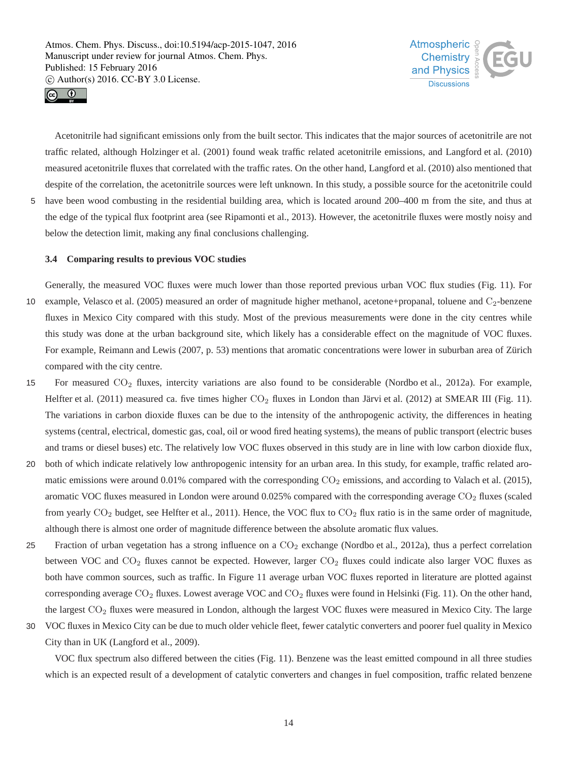Acetonitrile had significant emissions only from the built sector. This indicates that the major sources of acetonitrile are not traffic related, although Holzinger et al. (2001) found weak traffic related acetonitrile emissions, and Langford et al. (2010) measured acetonitrile fluxes that correlated with the traffic rates. On the other hand, Langford et al. (2010) also mentioned that despite of the correlation, the acetonitrile sources were left unknown. In this study, a possible source for the acetonitrile could have been wood combusting in the residential building area, which is located around 200–400 m from the site, and thus at the edge of the typical flux footprint area (see Ripamonti et al., 2013). However, the acetonitrile fluxes were mostly noisy and below the detection limit, making any final conclusions challenging.

### 3.4 Comparing results to previous VOC studies

Generally, the measured VOC fluxes were much lower than those reported previous urban VOC flux studies (Fig. 11). For example, Velasco et al. (2005) measured an order of magnitude higher methanol, acetone+propanal, toluene and $C_2$-benzene fluxes in Mexico City compared with this study. Most of the previous measurements were done in the city centres while this study was done at the urban background site, which likely has a considerable effect on the magnitude of VOC fluxes. For example, Reimann and Lewis (2007, p. 53) mentions that aromatic concentrations were lower in suburban area of Zürich compared with the city centre.

For measured $CO_2$ fluxes, intercity variations are also found to be considerable (Nordbo et al., 2012a). For example, Helfter et al. (2011) measured ca. five times higher $CO_2$ fluxes in London than Järvi et al. (2012) at SMEAR III (Fig. 11). The variations in carbon dioxide fluxes can be due to the intensity of the anthropogenic activity, the differences in heating systems (central, electrical, domestic gas, coal, oil or wood fired heating systems), the means of public transport (electric buses and trams or diesel buses) etc. The relatively low VOC fluxes observed in this study are in line with low carbon dioxide flux, both of which indicate relatively low anthropogenic intensity for an urban area. In this study, for example, traffic related aromatic emissions were around 0.01% compared with the corresponding $CO_2$ emissions, and according to Valach et al. (2015), aromatic VOC fluxes measured in London were around 0.025% compared with the corresponding average $CO_2$ fluxes (scaled from yearly $CO_2$ budget, see Helfter et al., 2011). Hence, the VOC flux to $CO_2$ flux ratio is in the same order of magnitude, although there is almost one order of magnitude difference between the absolute aromatic flux values.

Fraction of urban vegetation has a strong influence on a $CO_2$ exchange (Nordbo et al., 2012a), thus a perfect correlation between VOC and $CO_2$ fluxes cannot be expected. However, larger $CO_2$ fluxes could indicate also larger VOC fluxes as both have common sources, such as traffic. In Figure 11 average urban VOC fluxes reported in literature are plotted against corresponding average $CO_2$ fluxes. Lowest average VOC and $CO_2$ fluxes were found in Helsinki (Fig. 11). On the other hand, the largest $CO_2$ fluxes were measured in London, although the largest VOC fluxes were measured in Mexico City. The large VOC fluxes in Mexico City can be due to much older vehicle fleet, fewer catalytic converters and poorer fuel quality in Mexico City than in UK (Langford et al., 2009).

VOC flux spectrum also differed between the cities (Fig. 11). Benzene was the least emitted compound in all three studies which is an expected result of a development of catalytic converters and changes in fuel composition, traffic related benzene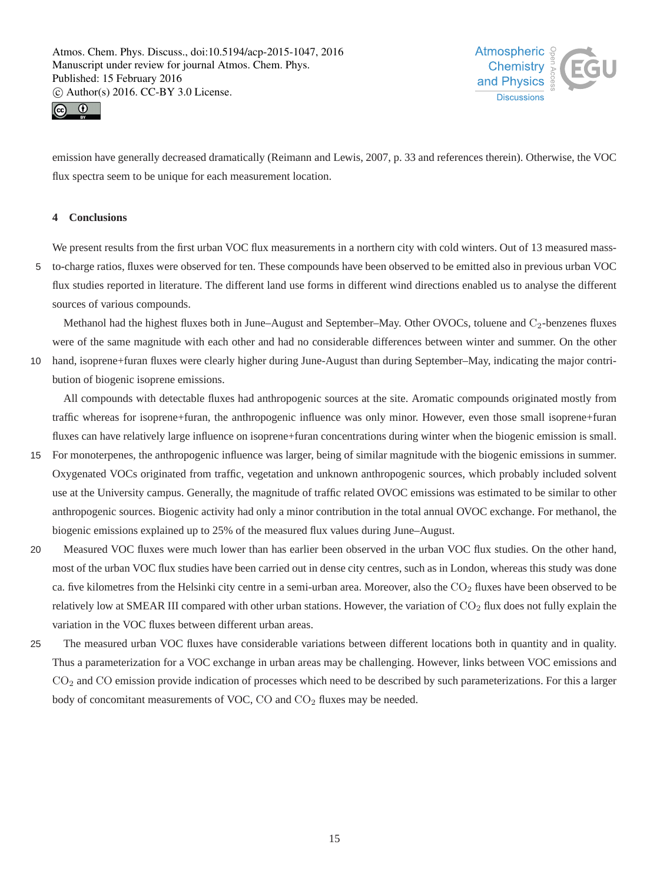emission have generally decreased dramatically (Reimann and Lewis, 2007, p. 33 and references therein). Otherwise, the VOC flux spectra seem to be unique for each measurement location.

## 4 Conclusions

We present results from the first urban VOC flux measurements in a northern city with cold winters. Out of 13 measured mass-to-charge ratios, fluxes were observed for ten. These compounds have been observed to be emitted also in previous urban VOC flux studies reported in literature. The different land use forms in different wind directions enabled us to analyse the different sources of various compounds.

Methanol had the highest fluxes both in June–August and September–May. Other OVOCs, toluene and $C_2$-benzenes fluxes were of the same magnitude with each other and had no considerable differences between winter and summer. On the other hand, isoprene+furan fluxes were clearly higher during June-August than during September–May, indicating the major contribution of biogenic isoprene emissions.

All compounds with detectable fluxes had anthropogenic sources at the site. Aromatic compounds originated mostly from traffic whereas for isoprene+furan, the anthropogenic influence was only minor. However, even those small isoprene+furan fluxes can have relatively large influence on isoprene+furan concentrations during winter when the biogenic emission is small. For monoterpenes, the anthropogenic influence was larger, being of similar magnitude with the biogenic emissions in summer. Oxygenated VOCs originated from traffic, vegetation and unknown anthropogenic sources, which probably included solvent use at the University campus. Generally, the magnitude of traffic related OVOC emissions was estimated to be similar to other anthropogenic sources. Biogenic activity had only a minor contribution in the total annual OVOC exchange. For methanol, the biogenic emissions explained up to 25% of the measured flux values during June–August.

Measured VOC fluxes were much lower than has earlier been observed in the urban VOC flux studies. On the other hand, most of the urban VOC flux studies have been carried out in dense city centres, such as in London, whereas this study was done ca. five kilometres from the Helsinki city centre in a semi-urban area. Moreover, also the $CO_2$ fluxes have been observed to be relatively low at SMEAR III compared with other urban stations. However, the variation of $CO_2$ flux does not fully explain the variation in the VOC fluxes between different urban areas.

The measured urban VOC fluxes have considerable variations between different locations both in quantity and in quality. Thus a parameterization for a VOC exchange in urban areas may be challenging. However, links between VOC emissions and $CO_2$ and $CO$ emission provide indication of processes which need to be described by such parameterizations. For this a larger body of concomitant measurements of VOC, $CO$ and $CO_2$ fluxes may be needed.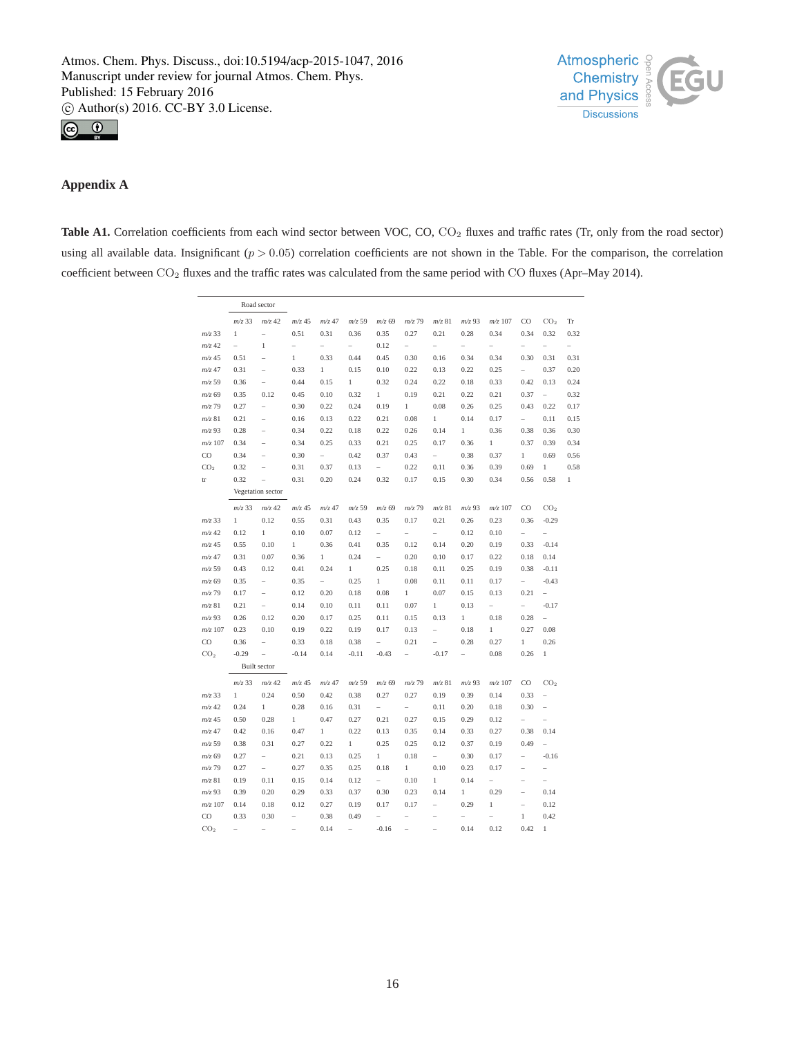## Appendix A

**Table A1.** Correlation coefficients from each wind sector between VOC, CO, $CO_2$ fluxes and traffic rates (Tr, only from the road sector) using all available data. Insignificant ($p > 0.05$) correlation coefficients are not shown in the Table. For the comparison, the correlation coefficient between $CO_2$ fluxes and the traffic rates was calculated from the same period with CO fluxes (Apr–May 2014).

| Road sector | | | | | | | | | | | | | |
|---|---|---|---|---|---|---|---|---|---|---|---|---|---|
| | *m/z* 33 | *m/z* 42 | *m/z* 45 | *m/z* 47 | *m/z* 59 | *m/z* 69 | *m/z* 79 | *m/z* 81 | *m/z* 93 | *m/z* 107 | CO | $CO_2$ | Tr |
| *m/z* 33 | 1 | – | 0.51 | 0.31 | 0.36 | 0.35 | 0.27 | 0.21 | 0.28 | 0.34 | 0.34 | 0.32 | 0.32 |
| *m/z* 42 | – | 1 | – | – | – | 0.12 | – | – | – | – | – | – | – |
| *m/z* 45 | 0.51 | – | 1 | 0.33 | 0.44 | 0.45 | 0.30 | 0.16 | 0.34 | 0.34 | 0.30 | 0.31 | 0.31 |
| *m/z* 47 | 0.31 | – | 0.33 | 1 | 0.15 | 0.10 | 0.22 | 0.13 | 0.22 | 0.25 | – | 0.37 | 0.20 |
| *m/z* 59 | 0.36 | – | 0.44 | 0.15 | 1 | 0.32 | 0.24 | 0.22 | 0.18 | 0.33 | 0.42 | 0.13 | 0.24 |
| *m/z* 69 | 0.35 | 0.12 | 0.45 | 0.10 | 0.32 | 1 | 0.19 | 0.21 | 0.22 | 0.21 | 0.37 | – | 0.32 |
| *m/z* 79 | 0.27 | – | 0.30 | 0.22 | 0.24 | 0.19 | 1 | 0.08 | 0.26 | 0.25 | 0.43 | 0.22 | 0.17 |
| *m/z* 81 | 0.21 | – | 0.16 | 0.13 | 0.22 | 0.21 | 0.08 | 1 | 0.14 | 0.17 | – | 0.11 | 0.15 |
| *m/z* 93 | 0.28 | – | 0.34 | 0.22 | 0.18 | 0.22 | 0.26 | 0.14 | 1 | 0.36 | 0.38 | 0.36 | 0.30 |
| *m/z* 107 | 0.34 | – | 0.34 | 0.25 | 0.33 | 0.21 | 0.25 | 0.17 | 0.36 | 1 | 0.37 | 0.39 | 0.34 |
| CO | 0.34 | – | 0.30 | – | 0.42 | 0.37 | 0.43 | – | 0.38 | 0.37 | 1 | 0.69 | 0.56 |
| $CO_2$ | 0.32 | – | 0.31 | 0.37 | 0.13 | – | 0.22 | 0.11 | 0.36 | 0.39 | 0.69 | 1 | 0.58 |
| tr | 0.32 | – | 0.31 | 0.20 | 0.24 | 0.32 | 0.17 | 0.15 | 0.30 | 0.34 | 0.56 | 0.58 | 1 |
| **Vegetation sector** | | | | | | | | | | | | | |
| | *m/z* 33 | *m/z* 42 | *m/z* 45 | *m/z* 47 | *m/z* 59 | *m/z* 69 | *m/z* 79 | *m/z* 81 | *m/z* 93 | *m/z* 107 | CO | $CO_2$ | |
| *m/z* 33 | 1 | 0.12 | 0.55 | 0.31 | 0.43 | 0.35 | 0.17 | 0.21 | 0.26 | 0.23 | 0.36 | -0.29 | |
| *m/z* 42 | 0.12 | 1 | 0.10 | 0.07 | 0.12 | – | – | – | 0.12 | 0.10 | – | – | |
| *m/z* 45 | 0.55 | 0.10 | 1 | 0.36 | 0.41 | 0.35 | 0.12 | 0.14 | 0.20 | 0.19 | 0.33 | -0.14 | |
| *m/z* 47 | 0.31 | 0.07 | 0.36 | 1 | 0.24 | – | 0.20 | 0.10 | 0.17 | 0.22 | 0.18 | 0.14 | |
| *m/z* 59 | 0.43 | 0.12 | 0.41 | 0.24 | 1 | 0.25 | 0.18 | 0.11 | 0.25 | 0.19 | 0.38 | -0.11 | |
| *m/z* 69 | 0.35 | – | 0.35 | – | 0.25 | 1 | 0.08 | 0.11 | 0.11 | 0.17 | – | -0.43 | |
| *m/z* 79 | 0.17 | – | 0.12 | 0.20 | 0.18 | 0.08 | 1 | 0.07 | 0.15 | 0.13 | 0.21 | – | |
| *m/z* 81 | 0.21 | – | 0.14 | 0.10 | 0.11 | 0.11 | 0.07 | 1 | 0.13 | – | – | -0.17 | |
| *m/z* 93 | 0.26 | 0.12 | 0.20 | 0.17 | 0.25 | 0.11 | 0.15 | 0.13 | 1 | 0.18 | 0.28 | – | |
| *m/z* 107 | 0.23 | 0.10 | 0.19 | 0.22 | 0.19 | 0.17 | 0.13 | – | 0.18 | 1 | 0.27 | 0.08 | |
| CO | 0.36 | – | 0.33 | 0.18 | 0.38 | – | 0.21 | – | 0.28 | 0.27 | 1 | 0.26 | |
| $CO_2$ | -0.29 | – | -0.14 | 0.14 | -0.11 | -0.43 | – | -0.17 | – | 0.08 | 0.26 | 1 | |
| **Built sector** | | | | | | | | | | | | | |
| | *m/z* 33 | *m/z* 42 | *m/z* 45 | *m/z* 47 | *m/z* 59 | *m/z* 69 | *m/z* 79 | *m/z* 81 | *m/z* 93 | *m/z* 107 | CO | $CO_2$ | |
| *m/z* 33 | 1 | 0.24 | 0.50 | 0.42 | 0.38 | 0.27 | 0.27 | 0.19 | 0.39 | 0.14 | 0.33 | – | |
| *m/z* 42 | 0.24 | 1 | 0.28 | 0.16 | 0.31 | – | – | 0.11 | 0.20 | 0.18 | 0.30 | – | |
| *m/z* 45 | 0.50 | 0.28 | 1 | 0.47 | 0.27 | 0.21 | 0.27 | 0.15 | 0.29 | 0.12 | – | – | |
| *m/z* 47 | 0.42 | 0.16 | 0.47 | 1 | 0.22 | 0.13 | 0.35 | 0.14 | 0.33 | 0.27 | 0.38 | 0.14 | |
| *m/z* 59 | 0.38 | 0.31 | 0.27 | 0.22 | 1 | 0.25 | 0.25 | 0.12 | 0.37 | 0.19 | 0.49 | – | |
| *m/z* 69 | 0.27 | – | 0.21 | 0.13 | 0.25 | 1 | 0.18 | – | 0.30 | 0.17 | – | -0.16 | |
| *m/z* 79 | 0.27 | – | 0.27 | 0.35 | 0.25 | 0.18 | 1 | 0.10 | 0.23 | 0.17 | – | – | |
| *m/z* 81 | 0.19 | 0.11 | 0.15 | 0.14 | 0.12 | – | 0.10 | 1 | 0.14 | – | – | – | |
| *m/z* 93 | 0.39 | 0.20 | 0.29 | 0.33 | 0.37 | 0.30 | 0.23 | 0.14 | 1 | 0.29 | – | 0.14 | |
| *m/z* 107 | 0.14 | 0.18 | 0.12 | 0.27 | 0.19 | 0.17 | 0.17 | – | 0.29 | 1 | – | 0.12 | |
| CO | 0.33 | 0.30 | – | 0.38 | 0.49 | – | – | – | – | – | 1 | 0.42 | |
| $CO_2$ | – | – | – | 0.14 | – | -0.16 | – | – | 0.14 | 0.12 | 0.42 | 1 | |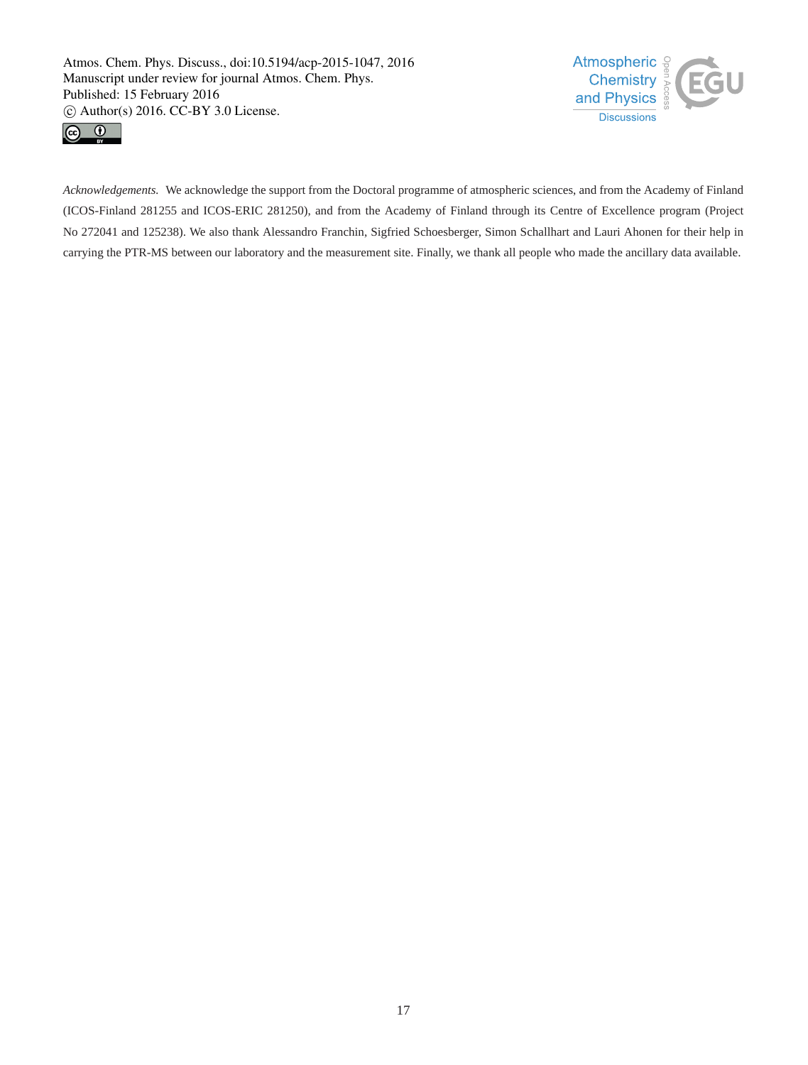*Acknowledgements.* We acknowledge the support from the Doctoral programme of atmospheric sciences, and from the Academy of Finland (ICOS-Finland 281255 and ICOS-ERIC 281250), and from the Academy of Finland through its Centre of Excellence program (Project No 272041 and 125238). We also thank Alessandro Franchin, Sigfried Schoesberger, Simon Schallhart and Lauri Ahonen for their help in carrying the PTR-MS between our laboratory and the measurement site. Finally, we thank all people who made the ancillary data available.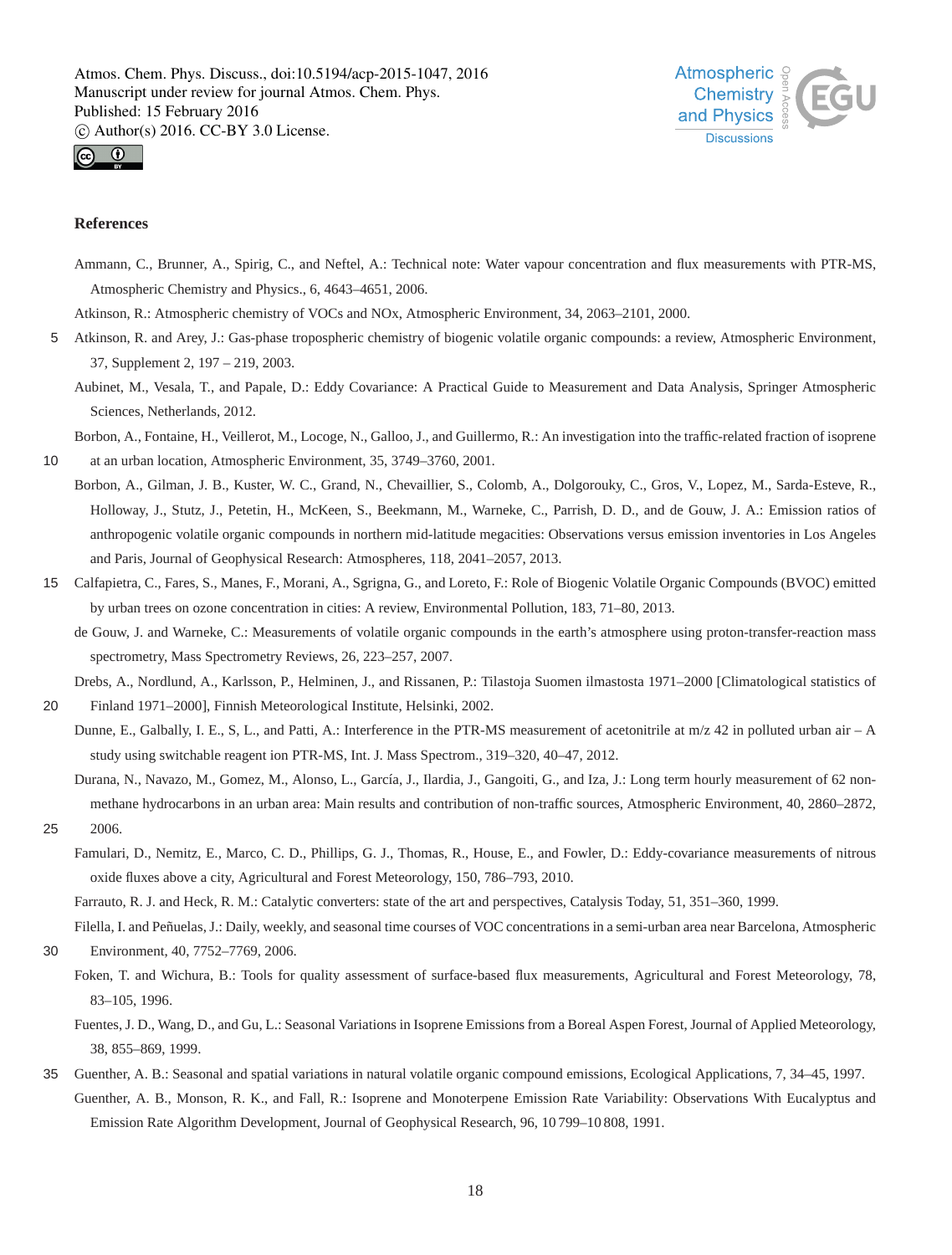## References

Ammann, C., Brunner, A., Spirig, C., and Neftel, A.: Technical note: Water vapour concentration and flux measurements with PTR-MS, Atmospheric Chemistry and Physics., 6, 4643–4651, 2006.

Atkinson, R.: Atmospheric chemistry of VOCs and NOx, Atmospheric Environment, 34, 2063–2101, 2000.

Atkinson, R. and Arey, J.: Gas-phase tropospheric chemistry of biogenic volatile organic compounds: a review, Atmospheric Environment, 37, Supplement 2, 197 – 219, 2003.

Aubinet, M., Vesala, T., and Papale, D.: Eddy Covariance: A Practical Guide to Measurement and Data Analysis, Springer Atmospheric Sciences, Netherlands, 2012.

Borbon, A., Fontaine, H., Veillerot, M., Locoge, N., Galloo, J., and Guillermo, R.: An investigation into the traffic-related fraction of isoprene at an urban location, Atmospheric Environment, 35, 3749–3760, 2001.

Borbon, A., Gilman, J. B., Kuster, W. C., Grand, N., Chevaillier, S., Colomb, A., Dolgorouky, C., Gros, V., Lopez, M., Sarda-Esteve, R., Holloway, J., Stutz, J., Petetin, H., McKeen, S., Beekmann, M., Warneke, C., Parrish, D. D., and de Gouw, J. A.: Emission ratios of anthropogenic volatile organic compounds in northern mid-latitude megacities: Observations versus emission inventories in Los Angeles and Paris, Journal of Geophysical Research: Atmospheres, 118, 2041–2057, 2013.

Calfapietra, C., Fares, S., Manes, F., Morani, A., Sgrigna, G., and Loreto, F.: Role of Biogenic Volatile Organic Compounds (BVOC) emitted by urban trees on ozone concentration in cities: A review, Environmental Pollution, 183, 71–80, 2013.

de Gouw, J. and Warneke, C.: Measurements of volatile organic compounds in the earth's atmosphere using proton-transfer-reaction mass spectrometry, Mass Spectrometry Reviews, 26, 223–257, 2007.

Drebs, A., Nordlund, A., Karlsson, P., Helminen, J., and Rissanen, P.: Tilastoja Suomen ilmastosta 1971–2000 [Climatological statistics of Finland 1971–2000], Finnish Meteorological Institute, Helsinki, 2002.

Dunne, E., Galbally, I. E., S, L., and Patti, A.: Interference in the PTR-MS measurement of acetonitrile at m/z 42 in polluted urban air – A study using switchable reagent ion PTR-MS, Int. J. Mass Spectrom., 319–320, 40–47, 2012.

Durana, N., Navazo, M., Gomez, M., Alonso, L., García, J., Ilardia, J., Gangoiti, G., and Iza, J.: Long term hourly measurement of 62 non-methane hydrocarbons in an urban area: Main results and contribution of non-traffic sources, Atmospheric Environment, 40, 2860–2872, 2006.

Famulari, D., Nemitz, E., Marco, C. D., Phillips, G. J., Thomas, R., House, E., and Fowler, D.: Eddy-covariance measurements of nitrous oxide fluxes above a city, Agricultural and Forest Meteorology, 150, 786–793, 2010.

Farrauto, R. J. and Heck, R. M.: Catalytic converters: state of the art and perspectives, Catalysis Today, 51, 351–360, 1999.

Filella, I. and Peñuelas, J.: Daily, weekly, and seasonal time courses of VOC concentrations in a semi-urban area near Barcelona, Atmospheric Environment, 40, 7752–7769, 2006.

Foken, T. and Wichura, B.: Tools for quality assessment of surface-based flux measurements, Agricultural and Forest Meteorology, 78, 83–105, 1996.

Fuentes, J. D., Wang, D., and Gu, L.: Seasonal Variations in Isoprene Emissions from a Boreal Aspen Forest, Journal of Applied Meteorology, 38, 855–869, 1999.

Guenther, A. B.: Seasonal and spatial variations in natural volatile organic compound emissions, Ecological Applications, 7, 34–45, 1997.

Guenther, A. B., Monson, R. K., and Fall, R.: Isoprene and Monoterpene Emission Rate Variability: Observations With Eucalyptus and Emission Rate Algorithm Development, Journal of Geophysical Research, 96, 10 799–10 808, 1991.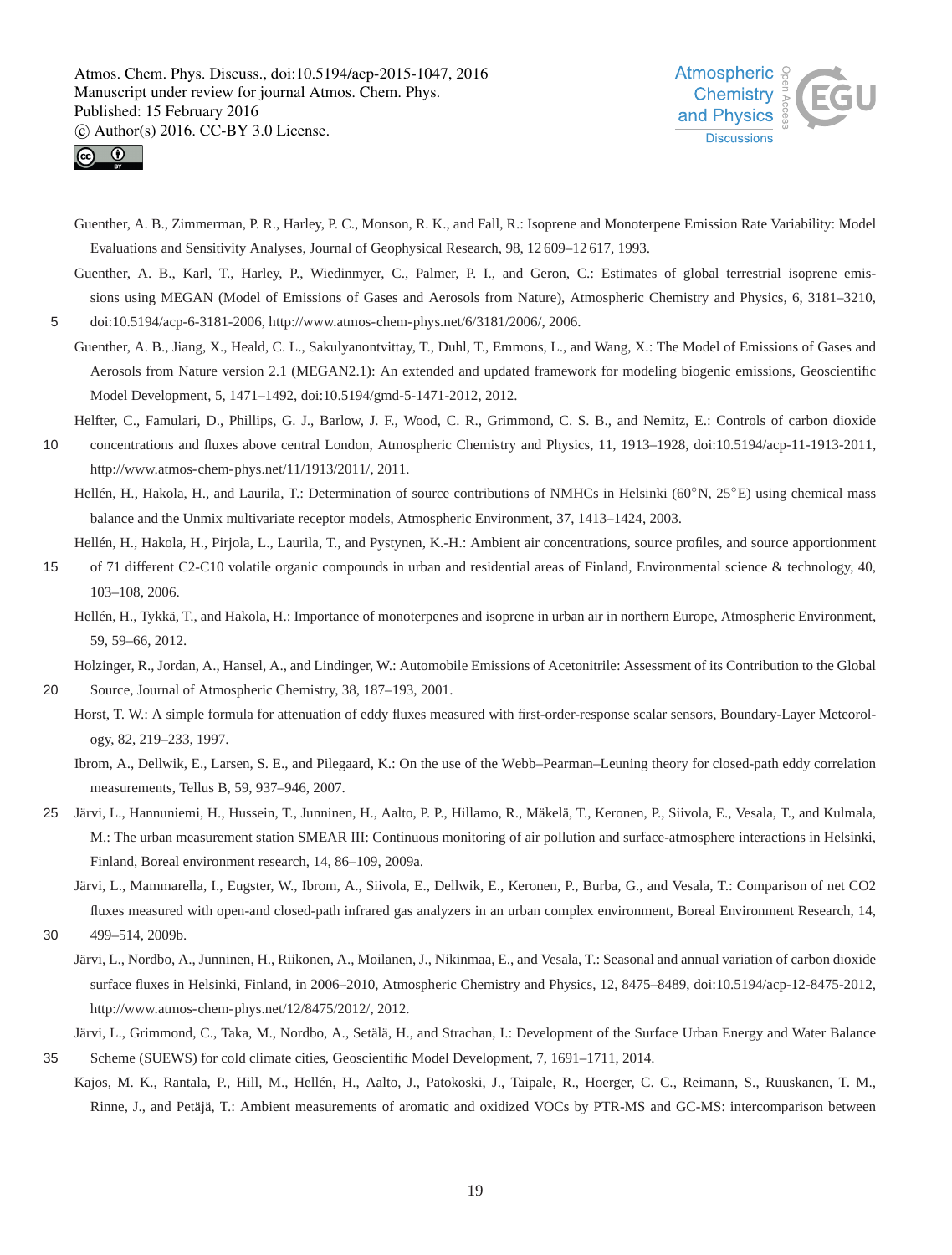Guenther, A. B., Zimmerman, P. R., Harley, P. C., Monson, R. K., and Fall, R.: Isoprene and Monoterpene Emission Rate Variability: Model Evaluations and Sensitivity Analyses, Journal of Geophysical Research, 98, 12 609–12 617, 1993.

Guenther, A. B., Karl, T., Harley, P., Wiedinmyer, C., Palmer, P. I., and Geron, C.: Estimates of global terrestrial isoprene emissions using MEGAN (Model of Emissions of Gases and Aerosols from Nature), Atmospheric Chemistry and Physics, 6, 3181–3210, doi:10.5194/acp-6-3181-2006, http://www.atmos-chem-phys.net/6/3181/2006/, 2006.

Guenther, A. B., Jiang, X., Heald, C. L., Sakulyanontvittay, T., Duhl, T., Emmons, L., and Wang, X.: The Model of Emissions of Gases and Aerosols from Nature version 2.1 (MEGAN2.1): An extended and updated framework for modeling biogenic emissions, Geoscientific Model Development, 5, 1471–1492, doi:10.5194/gmd-5-1471-2012, 2012.

Helfter, C., Famulari, D., Phillips, G. J., Barlow, J. F., Wood, C. R., Grimmond, C. S. B., and Nemitz, E.: Controls of carbon dioxide concentrations and fluxes above central London, Atmospheric Chemistry and Physics, 11, 1913–1928, doi:10.5194/acp-11-1913-2011, http://www.atmos-chem-phys.net/11/1913/2011/, 2011.

Hellén, H., Hakola, H., and Laurila, T.: Determination of source contributions of NMHCs in Helsinki (60°N, 25°E) using chemical mass balance and the Unmix multivariate receptor models, Atmospheric Environment, 37, 1413–1424, 2003.

Hellén, H., Hakola, H., Pirjola, L., Laurila, T., and Pystynen, K.-H.: Ambient air concentrations, source profiles, and source apportionment of 71 different C2-C10 volatile organic compounds in urban and residential areas of Finland, Environmental science & technology, 40, 103–108, 2006.

Hellén, H., Tykkä, T., and Hakola, H.: Importance of monoterpenes and isoprene in urban air in northern Europe, Atmospheric Environment, 59, 59–66, 2012.

Holzinger, R., Jordan, A., Hansel, A., and Lindinger, W.: Automobile Emissions of Acetonitrile: Assessment of its Contribution to the Global Source, Journal of Atmospheric Chemistry, 38, 187–193, 2001.

Horst, T. W.: A simple formula for attenuation of eddy fluxes measured with first-order-response scalar sensors, Boundary-Layer Meteorology, 82, 219–233, 1997.

Ibrom, A., Dellwik, E., Larsen, S. E., and Pilegaard, K.: On the use of the Webb–Pearman–Leuning theory for closed-path eddy correlation measurements, Tellus B, 59, 937–946, 2007.

Järvi, L., Hannuniemi, H., Hussein, T., Junninen, H., Aalto, P. P., Hillamo, R., Mäkelä, T., Keronen, P., Siivola, E., Vesala, T., and Kulmala, M.: The urban measurement station SMEAR III: Continuous monitoring of air pollution and surface-atmosphere interactions in Helsinki, Finland, Boreal environment research, 14, 86–109, 2009a.

Järvi, L., Mammarella, I., Eugster, W., Ibrom, A., Siivola, E., Dellwik, E., Keronen, P., Burba, G., and Vesala, T.: Comparison of net CO2 fluxes measured with open-and closed-path infrared gas analyzers in an urban complex environment, Boreal Environment Research, 14, 499–514, 2009b.

Järvi, L., Nordbo, A., Junninen, H., Riikonen, A., Moilanen, J., Nikinmaa, E., and Vesala, T.: Seasonal and annual variation of carbon dioxide surface fluxes in Helsinki, Finland, in 2006–2010, Atmospheric Chemistry and Physics, 12, 8475–8489, doi:10.5194/acp-12-8475-2012, http://www.atmos-chem-phys.net/12/8475/2012/, 2012.

Järvi, L., Grimmond, C., Taka, M., Nordbo, A., Setälä, H., and Strachan, I.: Development of the Surface Urban Energy and Water Balance Scheme (SUEWS) for cold climate cities, Geoscientific Model Development, 7, 1691–1711, 2014.

Kajos, M. K., Rantala, P., Hill, M., Hellén, H., Aalto, J., Patokoski, J., Taipale, R., Hoerger, C. C., Reimann, S., Ruuskanen, T. M., Rinne, J., and Petäjä, T.: Ambient measurements of aromatic and oxidized VOCs by PTR-MS and GC-MS: intercomparison between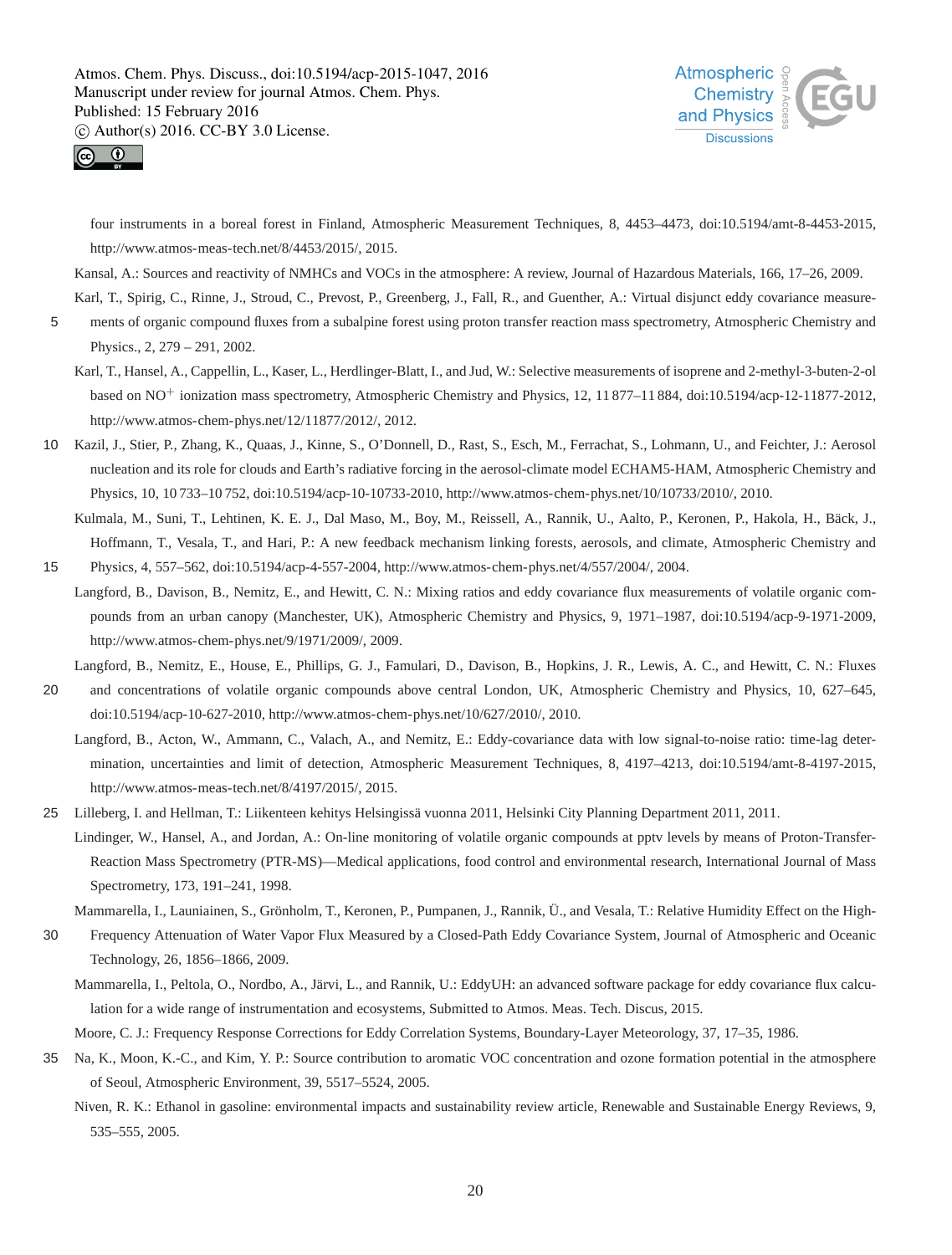four instruments in a boreal forest in Finland, Atmospheric Measurement Techniques, 8, 4453–4473, doi:10.5194/amt-8-4453-2015, http://www.atmos-meas-tech.net/8/4453/2015/, 2015.

Kansal, A.: Sources and reactivity of NMHCs and VOCs in the atmosphere: A review, Journal of Hazardous Materials, 166, 17–26, 2009.

Karl, T., Spirig, C., Rinne, J., Stroud, C., Prevost, P., Greenberg, J., Fall, R., and Guenther, A.: Virtual disjunct eddy covariance measurements of organic compound fluxes from a subalpine forest using proton transfer reaction mass spectrometry, Atmospheric Chemistry and Physics., 2, 279 – 291, 2002.

Karl, T., Hansel, A., Cappellin, L., Kaser, L., Herdlinger-Blatt, I., and Jud, W.: Selective measurements of isoprene and 2-methyl-3-buten-2-ol based on $NO^+$ ionization mass spectrometry, Atmospheric Chemistry and Physics, 12, 11 877–11 884, doi:10.5194/acp-12-11877-2012, http://www.atmos-chem-phys.net/12/11877/2012/, 2012.

Kazil, J., Stier, P., Zhang, K., Quaas, J., Kinne, S., O'Donnell, D., Rast, S., Esch, M., Ferrachat, S., Lohmann, U., and Feichter, J.: Aerosol nucleation and its role for clouds and Earth's radiative forcing in the aerosol-climate model ECHAM5-HAM, Atmospheric Chemistry and Physics, 10, 10 733–10 752, doi:10.5194/acp-10-10733-2010, http://www.atmos-chem-phys.net/10/10733/2010/, 2010.

Kulmala, M., Suni, T., Lehtinen, K. E. J., Dal Maso, M., Boy, M., Reissell, A., Rannik, U., Aalto, P., Keronen, P., Hakola, H., Bäck, J., Hoffmann, T., Vesala, T., and Hari, P.: A new feedback mechanism linking forests, aerosols, and climate, Atmospheric Chemistry and Physics, 4, 557–562, doi:10.5194/acp-4-557-2004, http://www.atmos-chem-phys.net/4/557/2004/, 2004.

Langford, B., Davison, B., Nemitz, E., and Hewitt, C. N.: Mixing ratios and eddy covariance flux measurements of volatile organic compounds from an urban canopy (Manchester, UK), Atmospheric Chemistry and Physics, 9, 1971–1987, doi:10.5194/acp-9-1971-2009, http://www.atmos-chem-phys.net/9/1971/2009/, 2009.

Langford, B., Nemitz, E., House, E., Phillips, G. J., Famulari, D., Davison, B., Hopkins, J. R., Lewis, A. C., and Hewitt, C. N.: Fluxes and concentrations of volatile organic compounds above central London, UK, Atmospheric Chemistry and Physics, 10, 627–645, doi:10.5194/acp-10-627-2010, http://www.atmos-chem-phys.net/10/627/2010/, 2010.

Langford, B., Acton, W., Ammann, C., Valach, A., and Nemitz, E.: Eddy-covariance data with low signal-to-noise ratio: time-lag determination, uncertainties and limit of detection, Atmospheric Measurement Techniques, 8, 4197–4213, doi:10.5194/amt-8-4197-2015, http://www.atmos-meas-tech.net/8/4197/2015/, 2015.

Lilleberg, I. and Hellman, T.: Liikenteen kehitys Helsingissä vuonna 2011, Helsinki City Planning Department 2011, 2011.

Lindinger, W., Hansel, A., and Jordan, A.: On-line monitoring of volatile organic compounds at pptv levels by means of Proton-Transfer-Reaction Mass Spectrometry (PTR-MS)—Medical applications, food control and environmental research, International Journal of Mass Spectrometry, 173, 191–241, 1998.

Mammarella, I., Launiainen, S., Grönholm, T., Keronen, P., Pumpanen, J., Rannik, Ü., and Vesala, T.: Relative Humidity Effect on the High-Frequency Attenuation of Water Vapor Flux Measured by a Closed-Path Eddy Covariance System, Journal of Atmospheric and Oceanic Technology, 26, 1856–1866, 2009.

Mammarella, I., Peltola, O., Nordbo, A., Järvi, L., and Rannik, U.: EddyUH: an advanced software package for eddy covariance flux calculation for a wide range of instrumentation and ecosystems, Submitted to Atmos. Meas. Tech. Discus, 2015.

Moore, C. J.: Frequency Response Corrections for Eddy Correlation Systems, Boundary-Layer Meteorology, 37, 17–35, 1986.

Na, K., Moon, K.-C., and Kim, Y. P.: Source contribution to aromatic VOC concentration and ozone formation potential in the atmosphere of Seoul, Atmospheric Environment, 39, 5517–5524, 2005.

Niven, R. K.: Ethanol in gasoline: environmental impacts and sustainability review article, Renewable and Sustainable Energy Reviews, 9, 535–555, 2005.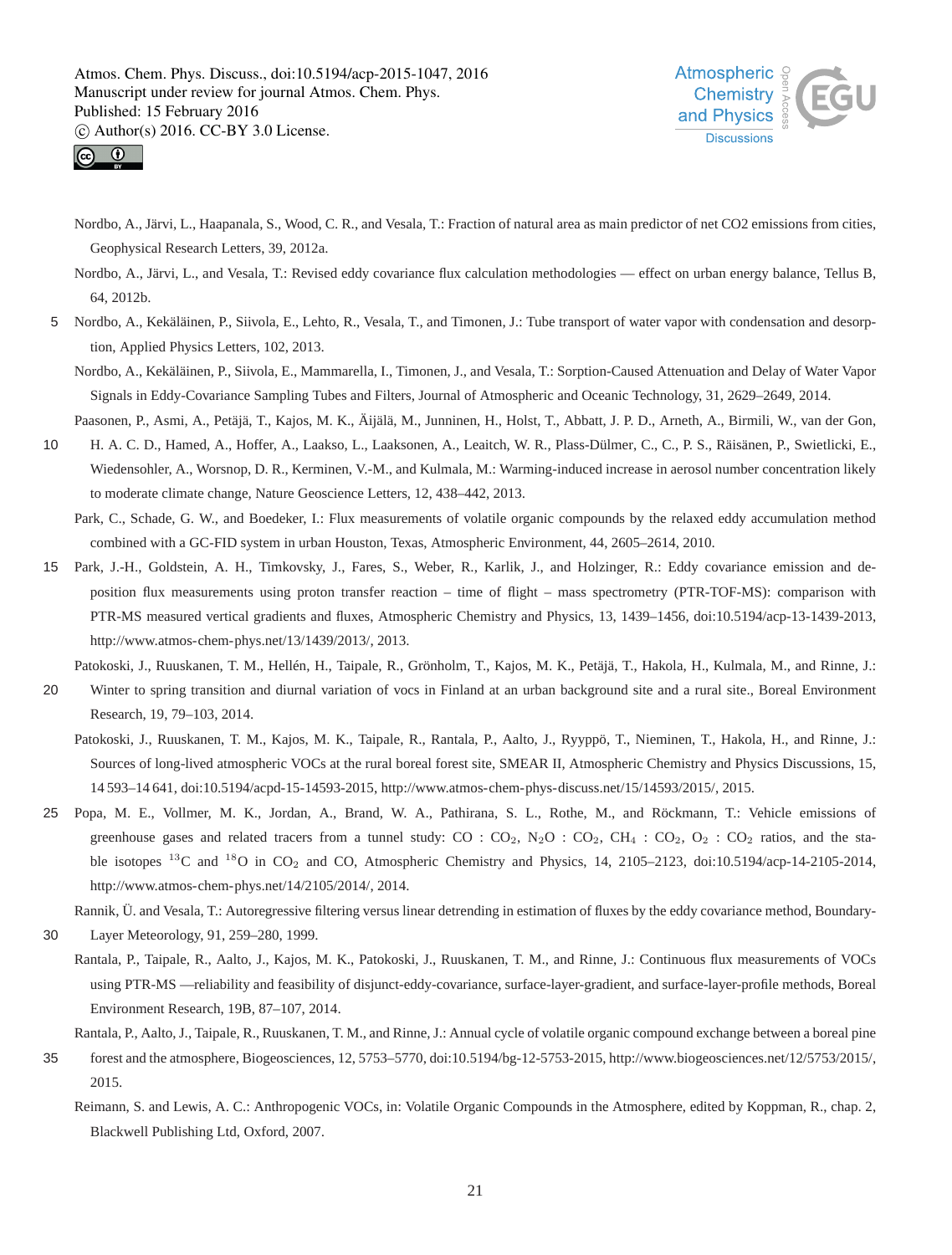Nordbo, A., Järvi, L., Haapanala, S., Wood, C. R., and Vesala, T.: Fraction of natural area as main predictor of net CO2 emissions from cities, Geophysical Research Letters, 39, 2012a.

Nordbo, A., Järvi, L., and Vesala, T.: Revised eddy covariance flux calculation methodologies — effect on urban energy balance, Tellus B, 64, 2012b.

Nordbo, A., Kekäläinen, P., Siivola, E., Lehto, R., Vesala, T., and Timonen, J.: Tube transport of water vapor with condensation and desorption, Applied Physics Letters, 102, 2013.

Nordbo, A., Kekäläinen, P., Siivola, E., Mammarella, I., Timonen, J., and Vesala, T.: Sorption-Caused Attenuation and Delay of Water Vapor Signals in Eddy-Covariance Sampling Tubes and Filters, Journal of Atmospheric and Oceanic Technology, 31, 2629–2649, 2014.

Paasonen, P., Asmi, A., Petäjä, T., Kajos, M. K., Äijälä, M., Junninen, H., Holst, T., Abbatt, J. P. D., Arneth, A., Birmili, W., van der Gon, H. A. C. D., Hamed, A., Hoffer, A., Laakso, L., Laaksonen, A., Leaitch, W. R., Plass-Dülmer, C., C., P. S., Räisänen, P., Swietlicki, E., Wiedensohler, A., Worsnop, D. R., Kerminen, V.-M., and Kulmala, M.: Warming-induced increase in aerosol number concentration likely to moderate climate change, Nature Geoscience Letters, 12, 438–442, 2013.

Park, C., Schade, G. W., and Boedeker, I.: Flux measurements of volatile organic compounds by the relaxed eddy accumulation method combined with a GC-FID system in urban Houston, Texas, Atmospheric Environment, 44, 2605–2614, 2010.

Park, J.-H., Goldstein, A. H., Timkovsky, J., Fares, S., Weber, R., Karlik, J., and Holzinger, R.: Eddy covariance emission and deposition flux measurements using proton transfer reaction – time of flight – mass spectrometry (PTR-TOF-MS): comparison with PTR-MS measured vertical gradients and fluxes, Atmospheric Chemistry and Physics, 13, 1439–1456, doi:10.5194/acp-13-1439-2013, http://www.atmos-chem-phys.net/13/1439/2013/, 2013.

Patokoski, J., Ruuskanen, T. M., Hellén, H., Taipale, R., Grönholm, T., Kajos, M. K., Petäjä, T., Hakola, H., Kulmala, M., and Rinne, J.: Winter to spring transition and diurnal variation of vocs in Finland at an urban background site and a rural site., Boreal Environment Research, 19, 79–103, 2014.

Patokoski, J., Ruuskanen, T. M., Kajos, M. K., Taipale, R., Rantala, P., Aalto, J., Ryyppö, T., Nieminen, T., Hakola, H., and Rinne, J.: Sources of long-lived atmospheric VOCs at the rural boreal forest site, SMEAR II, Atmospheric Chemistry and Physics Discussions, 15, 14 593–14 641, doi:10.5194/acpd-15-14593-2015, http://www.atmos-chem-phys-discuss.net/15/14593/2015/, 2015.

Popa, M. E., Vollmer, M. K., Jordan, A., Brand, W. A., Pathirana, S. L., Rothe, M., and Röckmann, T.: Vehicle emissions of greenhouse gases and related tracers from a tunnel study: CO : $CO_2$, $N_2O$ : $CO_2$, $CH_4$ : $CO_2$, $O_2$ : $CO_2$ ratios, and the stable isotopes $^{13}C$ and $^{18}O$ in $CO_2$ and CO, Atmospheric Chemistry and Physics, 14, 2105–2123, doi:10.5194/acp-14-2105-2014, http://www.atmos-chem-phys.net/14/2105/2014/, 2014.

Rannik, Ü. and Vesala, T.: Autoregressive filtering versus linear detrending in estimation of fluxes by the eddy covariance method, Boundary-Layer Meteorology, 91, 259–280, 1999.

Rantala, P., Taipale, R., Aalto, J., Kajos, M. K., Patokoski, J., Ruuskanen, T. M., and Rinne, J.: Continuous flux measurements of VOCs using PTR-MS —reliability and feasibility of disjunct-eddy-covariance, surface-layer-gradient, and surface-layer-profile methods, Boreal Environment Research, 19B, 87–107, 2014.

Rantala, P., Aalto, J., Taipale, R., Ruuskanen, T. M., and Rinne, J.: Annual cycle of volatile organic compound exchange between a boreal pine forest and the atmosphere, Biogeosciences, 12, 5753–5770, doi:10.5194/bg-12-5753-2015, http://www.biogeosciences.net/12/5753/2015/, 2015.

Reimann, S. and Lewis, A. C.: Anthropogenic VOCs, in: Volatile Organic Compounds in the Atmosphere, edited by Koppman, R., chap. 2, Blackwell Publishing Ltd, Oxford, 2007.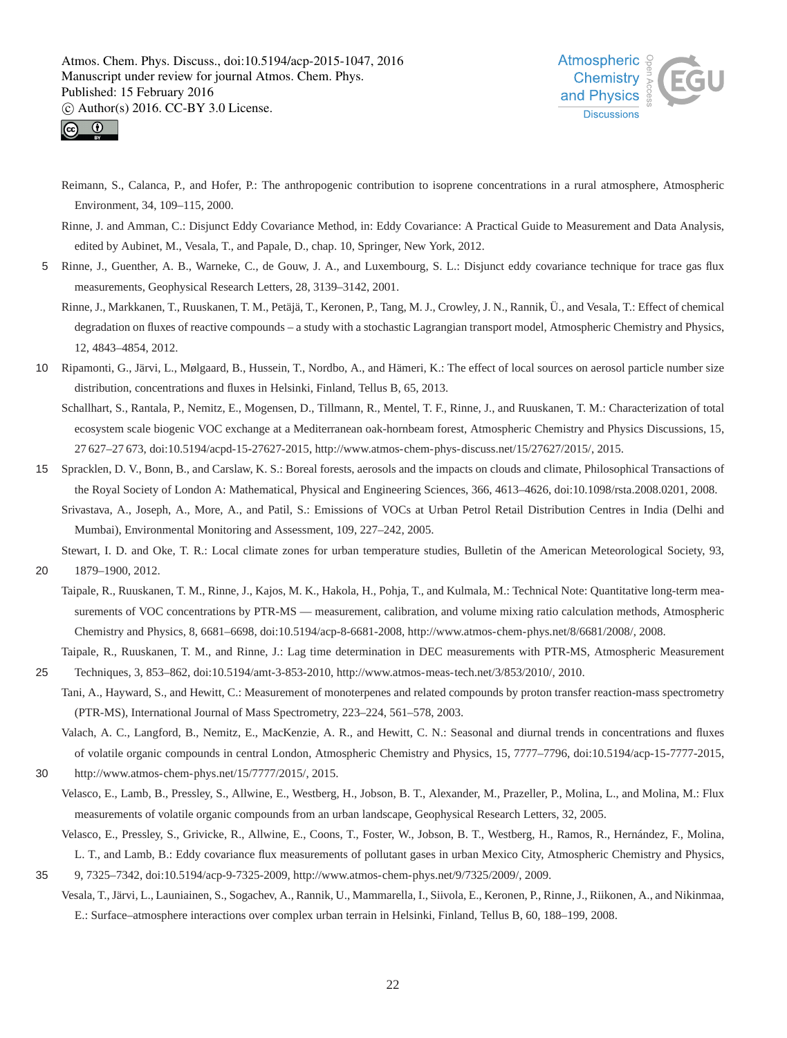Reimann, S., Calanca, P., and Hofer, P.: The anthropogenic contribution to isoprene concentrations in a rural atmosphere, Atmospheric Environment, 34, 109–115, 2000.

Rinne, J. and Amman, C.: Disjunct Eddy Covariance Method, in: Eddy Covariance: A Practical Guide to Measurement and Data Analysis, edited by Aubinet, M., Vesala, T., and Papale, D., chap. 10, Springer, New York, 2012.

Rinne, J., Guenther, A. B., Warneke, C., de Gouw, J. A., and Luxembourg, S. L.: Disjunct eddy covariance technique for trace gas flux measurements, Geophysical Research Letters, 28, 3139–3142, 2001.

Rinne, J., Markkanen, T., Ruuskanen, T. M., Petäjä, T., Keronen, P., Tang, M. J., Crowley, J. N., Rannik, Ü., and Vesala, T.: Effect of chemical degradation on fluxes of reactive compounds – a study with a stochastic Lagrangian transport model, Atmospheric Chemistry and Physics, 12, 4843–4854, 2012.

Ripamonti, G., Järvi, L., Mølgaard, B., Hussein, T., Nordbo, A., and Hämeri, K.: The effect of local sources on aerosol particle number size distribution, concentrations and fluxes in Helsinki, Finland, Tellus B, 65, 2013.

Schallhart, S., Rantala, P., Nemitz, E., Mogensen, D., Tillmann, R., Mentel, T. F., Rinne, J., and Ruuskanen, T. M.: Characterization of total ecosystem scale biogenic VOC exchange at a Mediterranean oak-hornbeam forest, Atmospheric Chemistry and Physics Discussions, 15, 27 627–27 673, doi:10.5194/acpd-15-27627-2015, http://www.atmos-chem-phys-discuss.net/15/27627/2015/, 2015.

Spracklen, D. V., Bonn, B., and Carslaw, K. S.: Boreal forests, aerosols and the impacts on clouds and climate, Philosophical Transactions of the Royal Society of London A: Mathematical, Physical and Engineering Sciences, 366, 4613–4626, doi:10.1098/rsta.2008.0201, 2008.

Srivastava, A., Joseph, A., More, A., and Patil, S.: Emissions of VOCs at Urban Petrol Retail Distribution Centres in India (Delhi and Mumbai), Environmental Monitoring and Assessment, 109, 227–242, 2005.

Stewart, I. D. and Oke, T. R.: Local climate zones for urban temperature studies, Bulletin of the American Meteorological Society, 93, 1879–1900, 2012.

Taipale, R., Ruuskanen, T. M., Rinne, J., Kajos, M. K., Hakola, H., Pohja, T., and Kulmala, M.: Technical Note: Quantitative long-term measurements of VOC concentrations by PTR-MS — measurement, calibration, and volume mixing ratio calculation methods, Atmospheric Chemistry and Physics, 8, 6681–6698, doi:10.5194/acp-8-6681-2008, http://www.atmos-chem-phys.net/8/6681/2008/, 2008.

Taipale, R., Ruuskanen, T. M., and Rinne, J.: Lag time determination in DEC measurements with PTR-MS, Atmospheric Measurement Techniques, 3, 853–862, doi:10.5194/amt-3-853-2010, http://www.atmos-meas-tech.net/3/853/2010/, 2010.

Tani, A., Hayward, S., and Hewitt, C.: Measurement of monoterpenes and related compounds by proton transfer reaction-mass spectrometry (PTR-MS), International Journal of Mass Spectrometry, 223–224, 561–578, 2003.

Valach, A. C., Langford, B., Nemitz, E., MacKenzie, A. R., and Hewitt, C. N.: Seasonal and diurnal trends in concentrations and fluxes of volatile organic compounds in central London, Atmospheric Chemistry and Physics, 15, 7777–7796, doi:10.5194/acp-15-7777-2015, http://www.atmos-chem-phys.net/15/7777/2015/, 2015.

Velasco, E., Lamb, B., Pressley, S., Allwine, E., Westberg, H., Jobson, B. T., Alexander, M., Prazeller, P., Molina, L., and Molina, M.: Flux measurements of volatile organic compounds from an urban landscape, Geophysical Research Letters, 32, 2005.

Velasco, E., Pressley, S., Grivicke, R., Allwine, E., Coons, T., Foster, W., Jobson, B. T., Westberg, H., Ramos, R., Hernández, F., Molina, L. T., and Lamb, B.: Eddy covariance flux measurements of pollutant gases in urban Mexico City, Atmospheric Chemistry and Physics, 9, 7325–7342, doi:10.5194/acp-9-7325-2009, http://www.atmos-chem-phys.net/9/7325/2009/, 2009.

Vesala, T., Järvi, L., Launiainen, S., Sogachev, A., Rannik, U., Mammarella, I., Siivola, E., Keronen, P., Rinne, J., Riikonen, A., and Nikinmaa, E.: Surface–atmosphere interactions over complex urban terrain in Helsinki, Finland, Tellus B, 60, 188–199, 2008.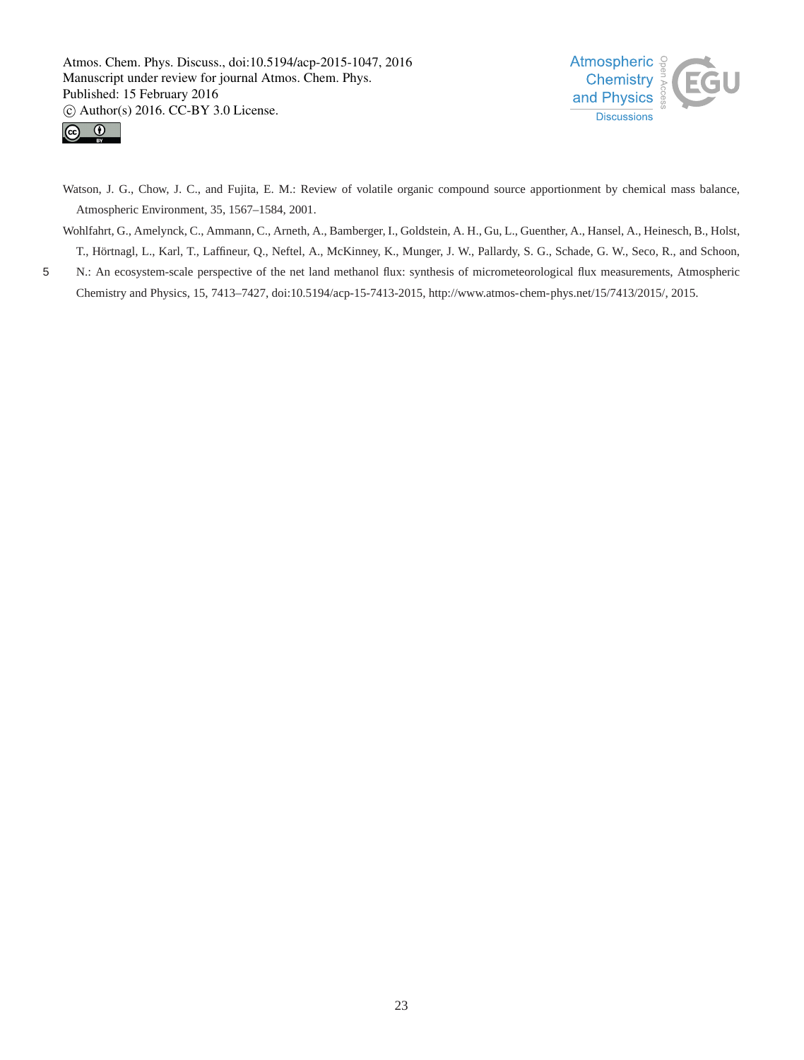Watson, J. G., Chow, J. C., and Fujita, E. M.: Review of volatile organic compound source apportionment by chemical mass balance, Atmospheric Environment, 35, 1567–1584, 2001.

Wohlfahrt, G., Amelynck, C., Ammann, C., Arneth, A., Bamberger, I., Goldstein, A. H., Gu, L., Guenther, A., Hansel, A., Heinesch, B., Holst, T., Hörtnagl, L., Karl, T., Laffineur, Q., Neftel, A., McKinney, K., Munger, J. W., Pallardy, S. G., Schade, G. W., Seco, R., and Schoon, N.: An ecosystem-scale perspective of the net land methanol flux: synthesis of micrometeorological flux measurements, Atmospheric Chemistry and Physics, 15, 7413–7427, doi:10.5194/acp-15-7413-2015, http://www.atmos-chem-phys.net/15/7413/2015/, 2015.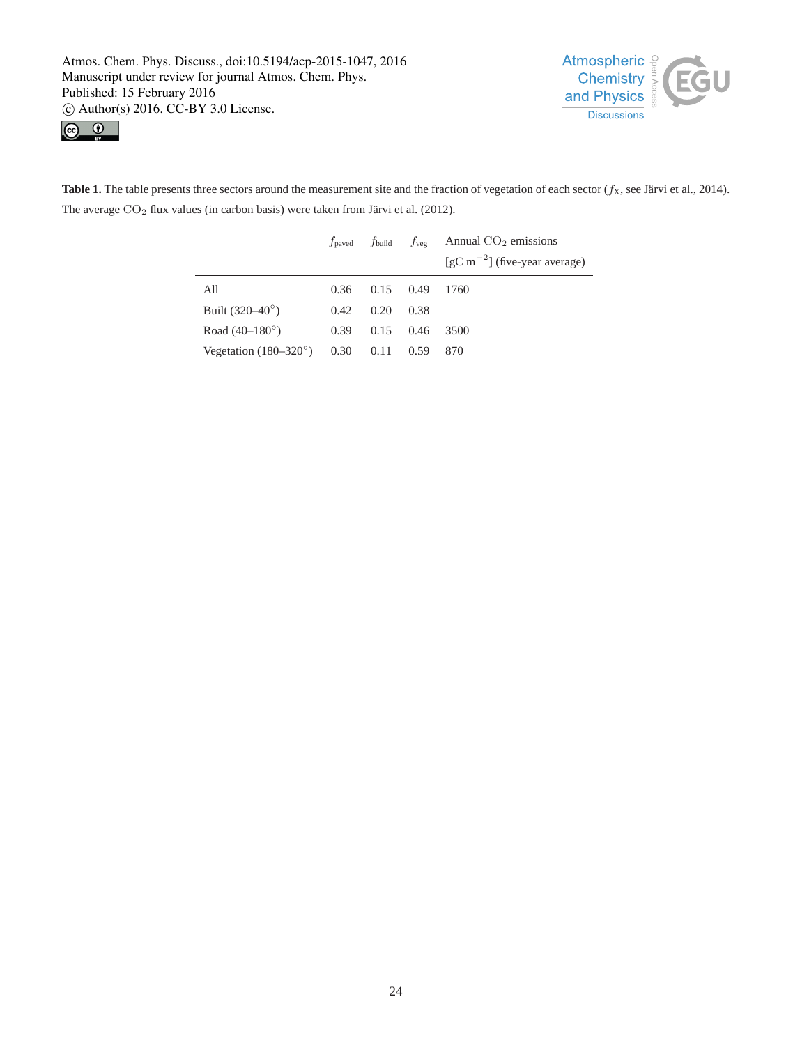**Table 1.** The table presents three sectors around the measurement site and the fraction of vegetation of each sector ($f_X$, see Järvi et al., 2014). The average $CO_2$ flux values (in carbon basis) were taken from Järvi et al. (2012).

| | $f_{paved}$ | $f_{build}$ | $f_{veg}$ | Annual $CO_2$ emissions [gC $m^{-2}$] (five-year average) |
|---|---|---|---|---|
| All | 0.36 | 0.15 | 0.49 | 1760 |
| Built (320–40°) | 0.42 | 0.20 | 0.38 | |
| Road (40–180°) | 0.39 | 0.15 | 0.46 | 3500 |
| Vegetation (180–320°) | 0.30 | 0.11 | 0.59 | 870 |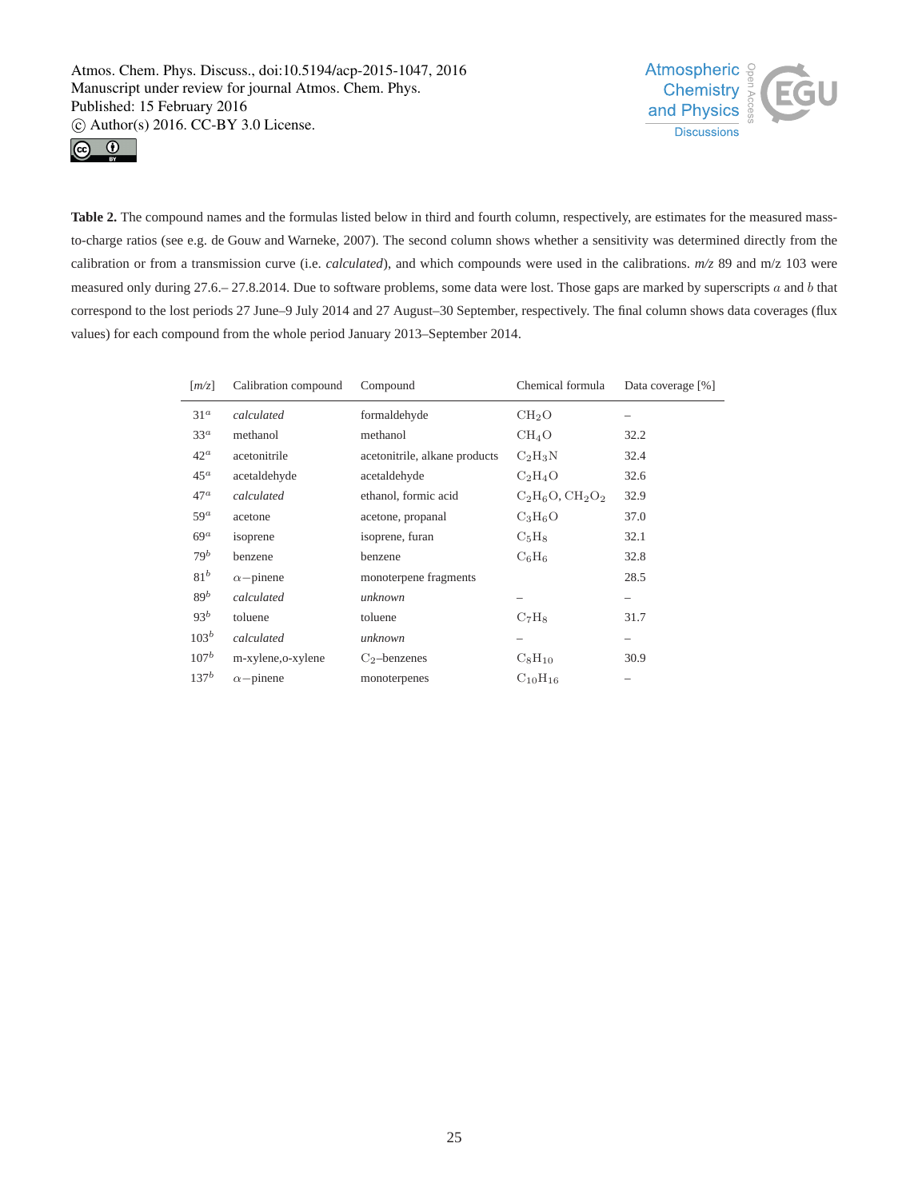**Table 2.** The compound names and the formulas listed below in third and fourth column, respectively, are estimates for the measured mass-to-charge ratios (see e.g. de Gouw and Warneke, 2007). The second column shows whether a sensitivity was determined directly from the calibration or from a transmission curve (i.e. *calculated*), and which compounds were used in the calibrations. *m/z* 89 and m/z 103 were measured only during 27.6.– 27.8.2014. Due to software problems, some data were lost. Those gaps are marked by superscripts $a$ and $b$ that correspond to the lost periods 27 June–9 July 2014 and 27 August–30 September, respectively. The final column shows data coverages (flux values) for each compound from the whole period January 2013–September 2014.

| [*m/z*] | Calibration compound | Compound | Chemical formula | Data coverage [%] |
|---|---|---|---|---|
| $31^a$ | *calculated* | formaldehyde | $CH_2O$ | – |
| $33^a$ | methanol | methanol | $CH_4O$ | 32.2 |
| $42^a$ | acetonitrile | acetonitrile, alkane products | $C_2H_3N$ | 32.4 |
| $45^a$ | acetaldehyde | acetaldehyde | $C_2H_4O$ | 32.6 |
| $47^a$ | *calculated* | ethanol, formic acid | $C_2H_6O$, $CH_2O_2$ | 32.9 |
| $59^a$ | acetone | acetone, propanal | $C_3H_6O$ | 37.0 |
| $69^a$ | isoprene | isoprene, furan | $C_5H_8$ | 32.1 |
| $79^b$ | benzene | benzene | $C_6H_6$ | 32.8 |
| $81^b$ | $\alpha-$pinene | monoterpene fragments | | 28.5 |
| $89^b$ | *calculated* | *unknown* | – | – |
| $93^b$ | toluene | toluene | $C_7H_8$ | 31.7 |
| $103^b$ | *calculated* | *unknown* | – | – |
| $107^b$ | m-xylene,o-xylene | $C_2$–benzenes | $C_8H_{10}$ | 30.9 |
| $137^b$ | $\alpha-$pinene | monoterpenes | $C_{10}H_{16}$ | – |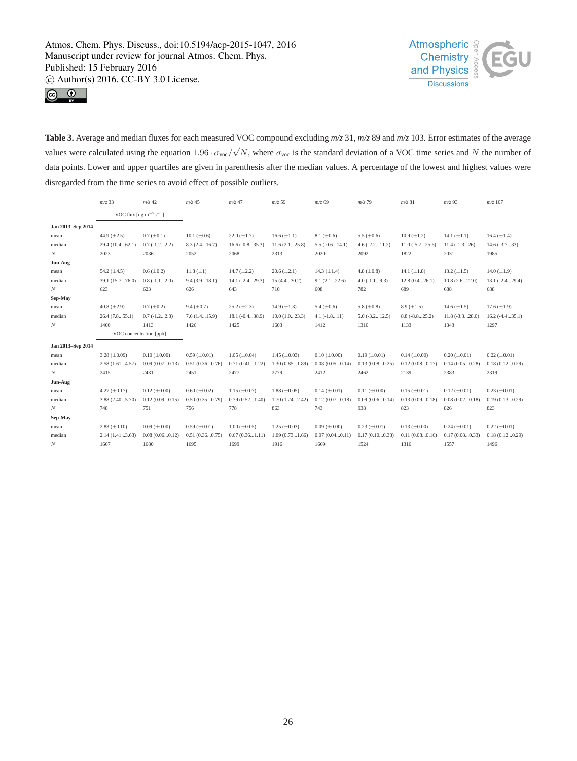**Table 3.** Average and median fluxes for each measured VOC compound excluding *m/z* 31, *m/z* 89 and *m/z* 103. Error estimates of the average values were calculated using the equation $1.96 \cdot \sigma_{\mathrm{voc}}/\sqrt{N}$, where $\sigma_{\mathrm{voc}}$ is the standard deviation of a VOC time series and $N$ the number of data points. Lower and upper quartiles are given in parenthesis after the median values. A percentage of the lowest and highest values were disregarded from the time series to avoid effect of possible outliers.

| | *m/z* 33 | *m/z* 42 | *m/z* 45 | *m/z* 47 | *m/z* 59 | *m/z* 69 | *m/z* 79 | *m/z* 81 | *m/z* 93 | *m/z* 107 |
|---|---|---|---|---|---|---|---|---|---|---|
| | VOC flux [ng $m^{-2}s^{-1}$] | | | | | | | | | |
| **Jan 2013–Sep 2014** | | | | | | | | | | |
| mean | 44.9 (±2.5) | 0.7 (±0.1) | 10.1 (±0.6) | 22.0 (±1.7) | 16.6 (±1.1) | 8.1 (±0.6) | 5.5 (±0.6) | 10.9 (±1.2) | 14.1 (±1.1) | 16.4 (±1.4) |
| median | 29.4 (10.4...62.1) | 0.7 (-1.2...2.2) | 8.3 (2.4...16.7) | 16.6 (-0.8...35.3) | 11.6 (2.1...25.8) | 5.5 (-0.6...14.1) | 4.6 (-2.2...11.2) | 11.0 (-5.7...25.6) | 11.4 (-1.3...26) | 14.6 (-3.7...33) |
| $N$ | 2023 | 2036 | 2052 | 2068 | 2313 | 2020 | 2092 | 1822 | 2031 | 1985 |
| **Jun-Aug** | | | | | | | | | | |
| mean | 54.2 (±4.5) | 0.6 (±0.2) | 11.8 (±1) | 14.7 (±2.2) | 20.6 (±2.1) | 14.3 (±1.4) | 4.8 (±0.8) | 14.1 (±1.8) | 13.2 (±1.5) | 14.0 (±1.9) |
| median | 39.1 (15.7...76.0) | 0.8 (-1.1...2.0) | 9.4 (3.9...18.1) | 14.1 (-2.4...29.3) | 15 (4.4...30.2) | 9.1 (2.1...22.6) | 4.0 (-1.1...9.3) | 12.8 (0.4...26.1) | 10.8 (2.6...22.0) | 13.1 (-2.4...29.4) |
| $N$ | 623 | 623 | 626 | 643 | 710 | 608 | 782 | 689 | 688 | 688 |
| **Sep-May** | | | | | | | | | | |
| mean | 40.8 (±2.9) | 0.7 (±0.2) | 9.4 (±0.7) | 25.2 (±2.3) | 14.9 (±1.3) | 5.4 (±0.6) | 5.8 (±0.8) | 8.9 (±1.5) | 14.6 (±1.5) | 17.6 (±1.9) |
| median | 26.4 (7.8...55.1) | 0.7 (-1.2...2.3) | 7.6 (1.4...15.9) | 18.1 (-0.4...38.9) | 10.0 (1.0...23.3) | 4.1 (-1.8...11) | 5.0 (-3.2...12.5) | 8.8 (-8.8...25.2) | 11.8 (-3.3...28.0) | 16.2 (-4.4...35.1) |
| $N$ | 1400 | 1413 | 1426 | 1425 | 1603 | 1412 | 1310 | 1133 | 1343 | 1297 |
| | VOC concentration [ppb] | | | | | | | | | |
| **Jan 2013–Sep 2014** | | | | | | | | | | |
| mean | 3.28 (±0.09) | 0.10 (±0.00) | 0.59 (±0.01) | 1.05 (±0.04) | 1.45 (±0.03) | 0.10 (±0.00) | 0.19 (±0.01) | 0.14 (±0.00) | 0.20 (±0.01) | 0.22 (±0.01) |
| median | 2.58 (1.61...4.57) | 0.09 (0.07...0.13) | 0.51 (0.36...0.76) | 0.71 (0.41...1.22) | 1.30 (0.85...1.89) | 0.08 (0.05...0.14) | 0.13 (0.08...0.25) | 0.12 (0.08...0.17) | 0.14 (0.05...0.28) | 0.18 (0.12...0.29) |
| $N$ | 2415 | 2431 | 2451 | 2477 | 2779 | 2412 | 2462 | 2139 | 2383 | 2319 |
| **Jun-Aug** | | | | | | | | | | |
| mean | 4.27 (±0.17) | 0.12 (±0.00) | 0.60 (±0.02) | 1.15 (±0.07) | 1.88 (±0.05) | 0.14 (±0.01) | 0.11 (±0.00) | 0.15 (±0.01) | 0.12 (±0.01) | 0.23 (±0.01) |
| median | 3.88 (2.40...5.70) | 0.12 (0.09...0.15) | 0.50 (0.35...0.79) | 0.79 (0.52...1.40) | 1.70 (1.24...2.42) | 0.12 (0.07...0.18) | 0.09 (0.06...0.14) | 0.13 (0.09...0.18) | 0.08 (0.02...0.18) | 0.19 (0.13...0.29) |
| $N$ | 748 | 751 | 756 | 778 | 863 | 743 | 938 | 823 | 826 | 823 |
| **Sep-May** | | | | | | | | | | |
| mean | 2.83 (±0.10) | 0.09 (±0.00) | 0.59 (±0.01) | 1.00 (±0.05) | 1.25 (±0.03) | 0.09 (±0.00) | 0.23 (±0.01) | 0.13 (±0.00) | 0.24 (±0.01) | 0.22 (±0.01) |
| median | 2.14 (1.41...3.63) | 0.08 (0.06...0.12) | 0.51 (0.36...0.75) | 0.67 (0.36...1.11) | 1.09 (0.73...1.66) | 0.07 (0.04...0.11) | 0.17 (0.10...0.33) | 0.11 (0.08...0.16) | 0.17 (0.08...0.33) | 0.18 (0.12...0.29) |
| $N$ | 1667 | 1680 | 1695 | 1699 | 1916 | 1669 | 1524 | 1316 | 1557 | 1496 |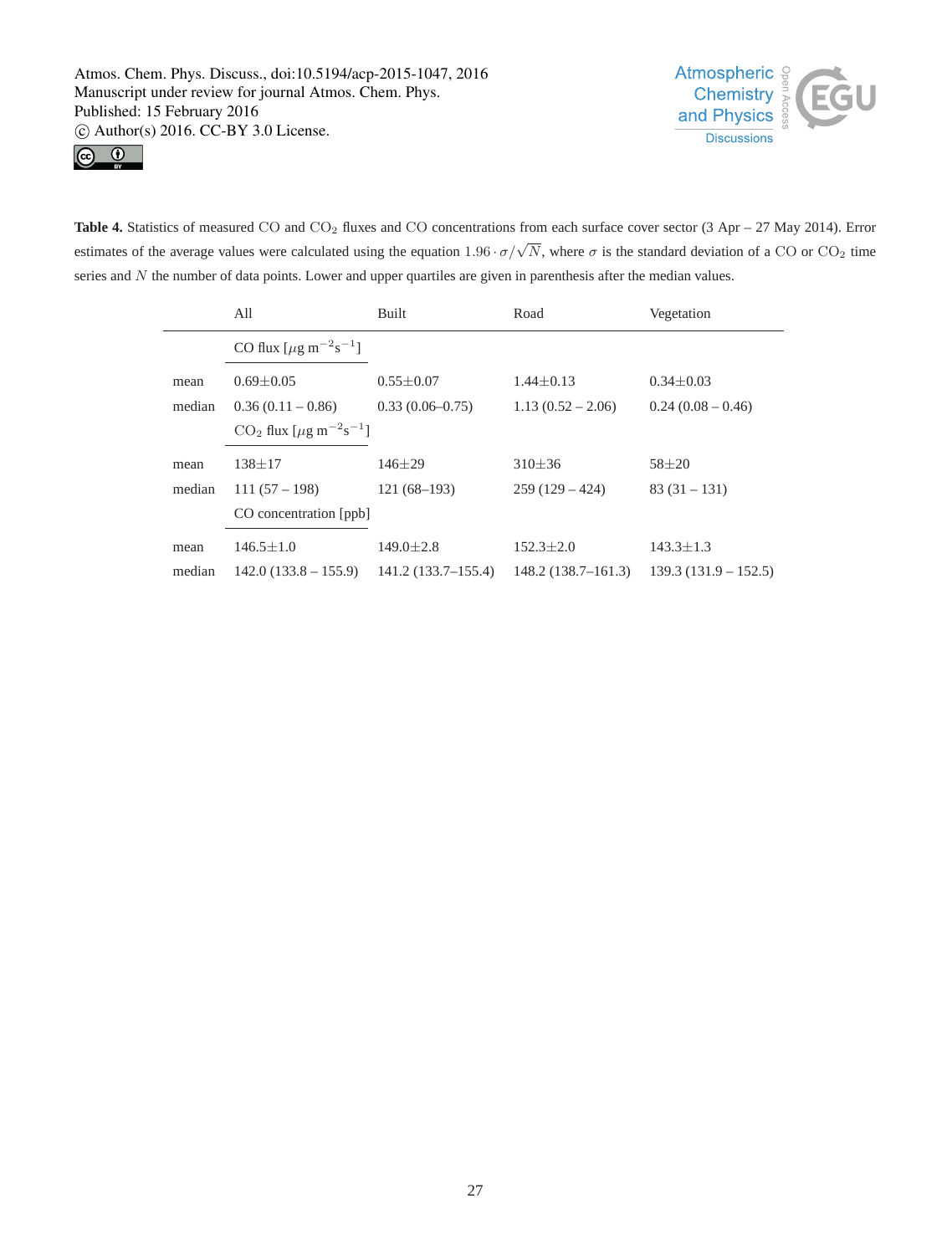**Table 4.** Statistics of measured CO and $CO_2$ fluxes and CO concentrations from each surface cover sector (3 Apr – 27 May 2014). Error estimates of the average values were calculated using the equation $1.96 \cdot \sigma / \sqrt{N}$, where $\sigma$ is the standard deviation of a CO or $CO_2$ time series and $N$ the number of data points. Lower and upper quartiles are given in parenthesis after the median values.

| | All | Built | Road | Vegetation |
|---|---|---|---|---|
| | CO flux [$\mu$g m$^{-2}$s$^{-1}$] | | | |
| mean | 0.69±0.05 | 0.55±0.07 | 1.44±0.13 | 0.34±0.03 |
| median | 0.36 (0.11 – 0.86) | 0.33 (0.06–0.75) | 1.13 (0.52 – 2.06) | 0.24 (0.08 – 0.46) |
| | $CO_2$ flux [$\mu$g m$^{-2}$s$^{-1}$] | | | |
| mean | 138±17 | 146±29 | 310±36 | 58±20 |
| median | 111 (57 – 198) | 121 (68–193) | 259 (129 – 424) | 83 (31 – 131) |
| | CO concentration [ppb] | | | |
| mean | 146.5±1.0 | 149.0±2.8 | 152.3±2.0 | 143.3±1.3 |
| median | 142.0 (133.8 – 155.9) | 141.2 (133.7–155.4) | 148.2 (138.7–161.3) | 139.3 (131.9 – 152.5) |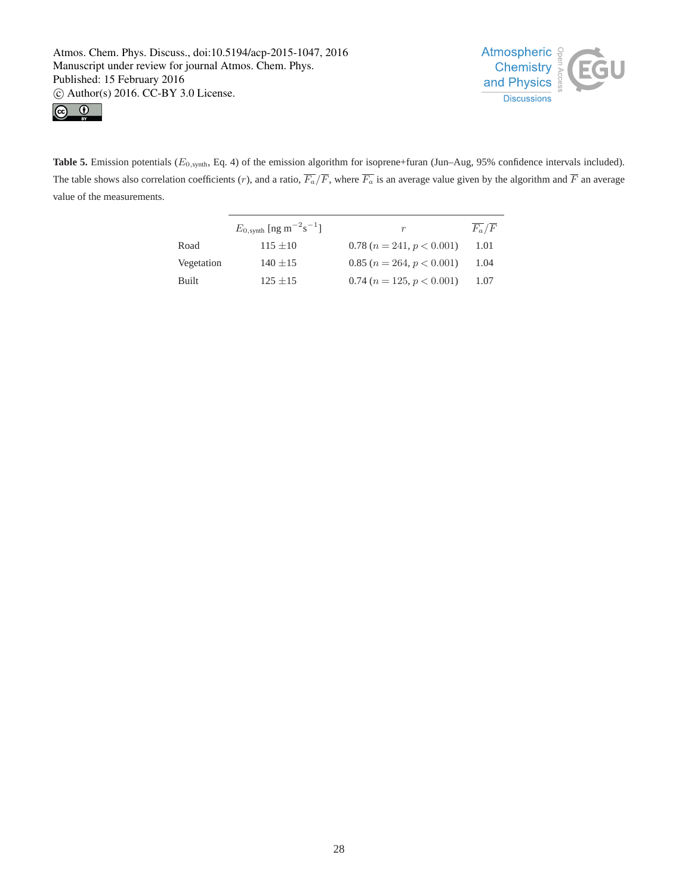**Table 5.** Emission potentials ($E_{0,\text{synth}}$, Eq. 4) of the emission algorithm for isoprene+furan (Jun–Aug, 95% confidence intervals included). The table shows also correlation coefficients ($r$), and a ratio, $\overline{F_a}/\overline{F}$, where $\overline{F_a}$ is an average value given by the algorithm and $\overline{F}$ an average value of the measurements.

| | $E_{0,\text{synth}}$ [ng m$^{-2}$s$^{-1}$] | $r$ | $\overline{F_a}/\overline{F}$ |
|---|---|---|---|
| Road | 115 $\pm$10 | 0.78 ($n = 241$, $p < 0.001$) | 1.01 |
| Vegetation | 140 $\pm$15 | 0.85 ($n = 264$, $p < 0.001$) | 1.04 |
| Built | 125 $\pm$15 | 0.74 ($n = 125$, $p < 0.001$) | 1.07 |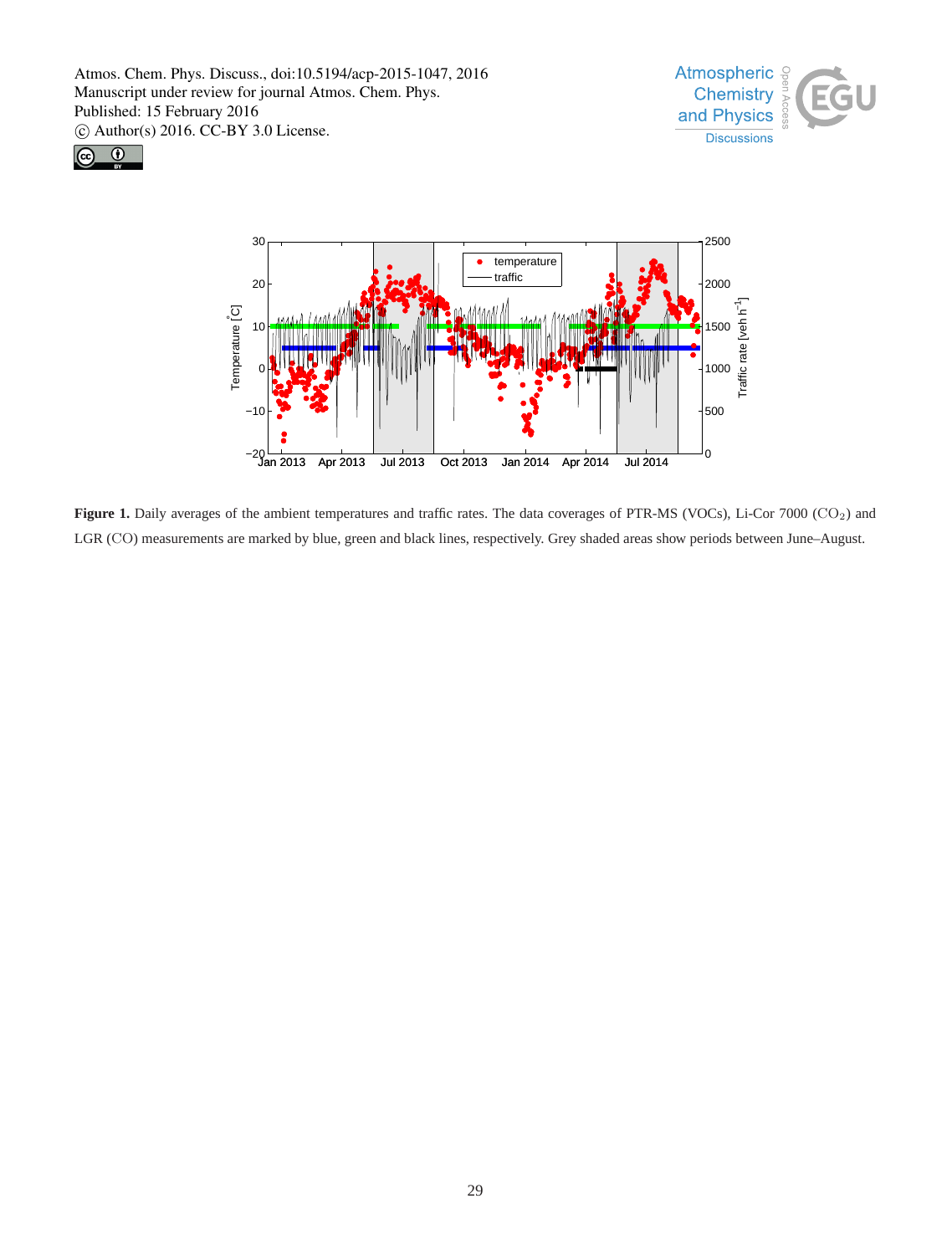**Figure 1.** Daily averages of the ambient temperatures and traffic rates. The data coverages of PTR-MS (VOCs), Li-Cor 7000 ($CO_2$) and LGR ($CO$) measurements are marked by blue, green and black lines, respectively. Grey shaded areas show periods between June–August.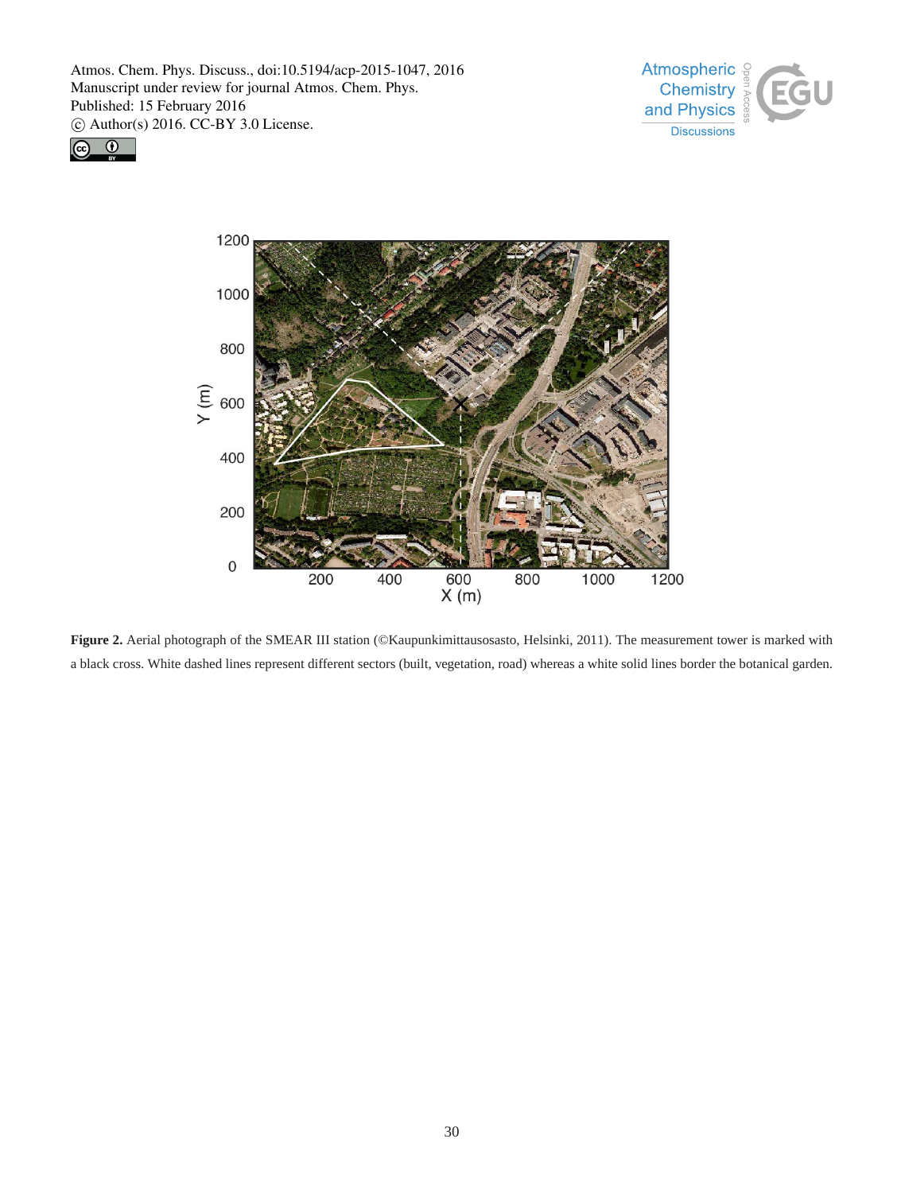**Figure 2.** Aerial photograph of the SMEAR III station (©Kaupunkimittausosasto, Helsinki, 2011). The measurement tower is marked with a black cross. White dashed lines represent different sectors (built, vegetation, road) whereas a white solid lines border the botanical garden.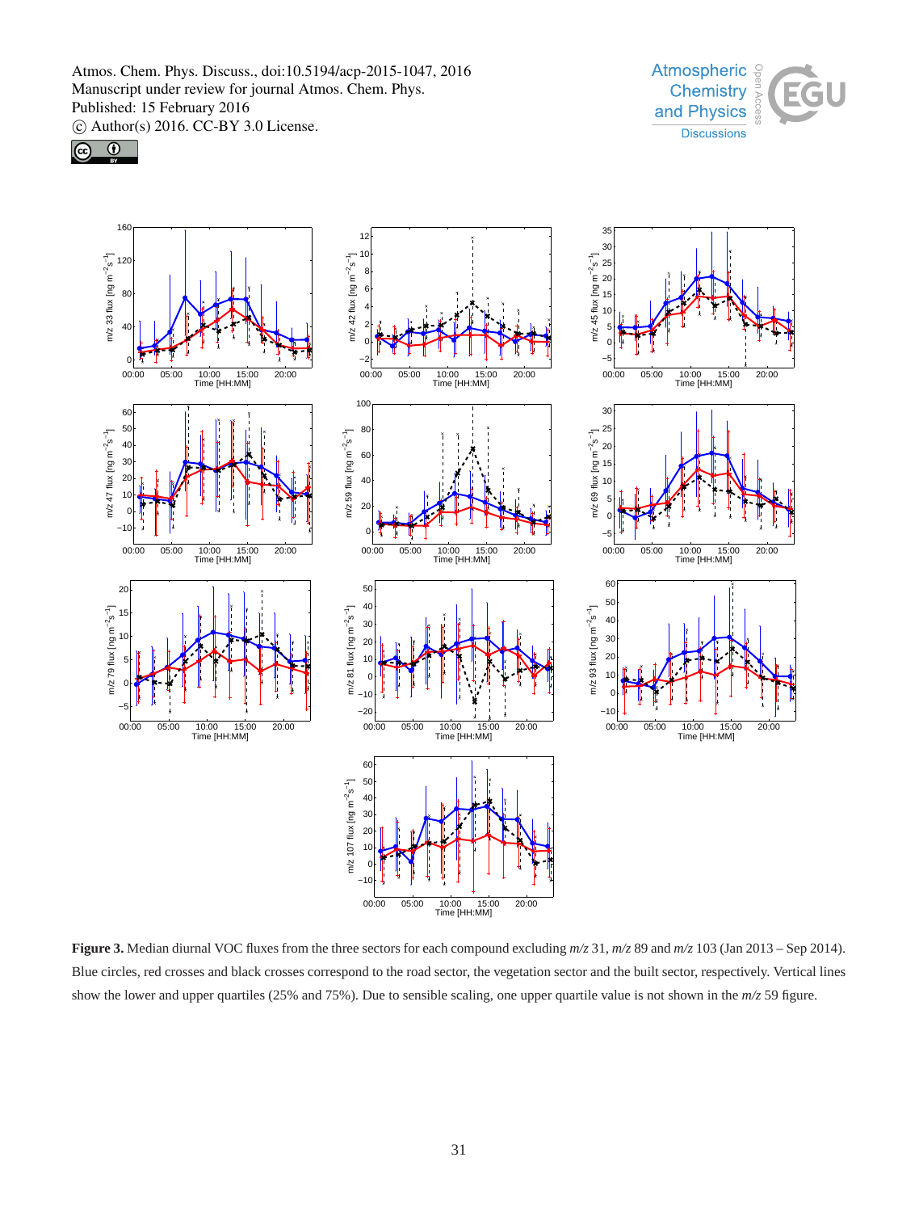**Figure 3.** Median diurnal VOC fluxes from the three sectors for each compound excluding *m/z* 31, *m/z* 89 and *m/z* 103 (Jan 2013 – Sep 2014). Blue circles, red crosses and black crosses correspond to the road sector, the vegetation sector and the built sector, respectively. Vertical lines show the lower and upper quartiles (25% and 75%). Due to sensible scaling, one upper quartile value is not shown in the *m/z* 59 figure.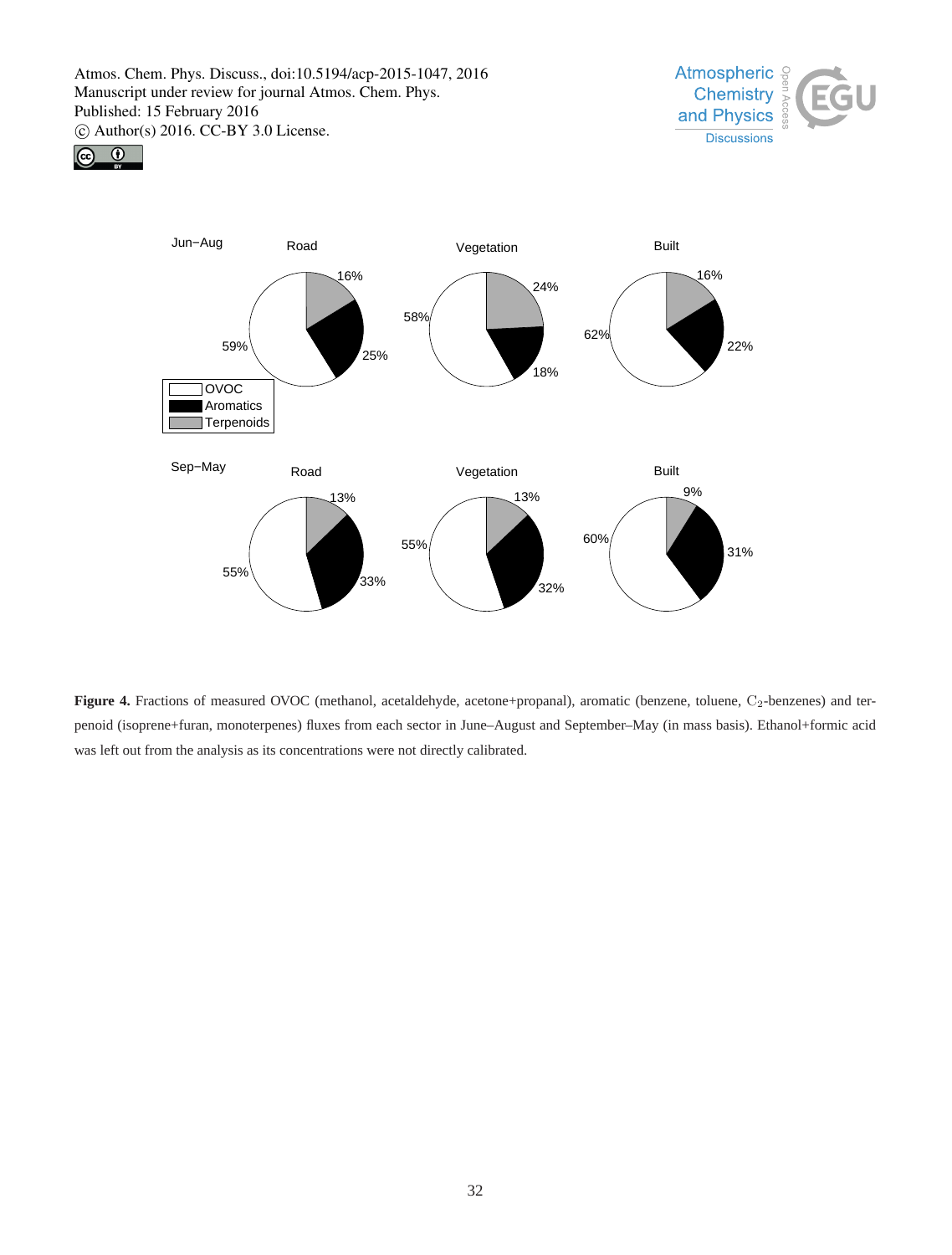Jun–Aug

Road: OVOC 59%, Aromatics 25%, Terpenoids 16%

Vegetation: OVOC 58%, Aromatics 18%, Terpenoids 24%

Built: OVOC 62%, Aromatics 22%, Terpenoids 16%

Sep–May

Road: OVOC 55%, Aromatics 33%, Terpenoids 13%

Vegetation: OVOC 55%, Aromatics 32%, Terpenoids 13%

Built: OVOC 60%, Aromatics 31%, Terpenoids 9%

**Figure 4.** Fractions of measured OVOC (methanol, acetaldehyde, acetone+propanal), aromatic (benzene, toluene, $C_2$-benzenes) and terpenoid (isoprene+furan, monoterpenes) fluxes from each sector in June–August and September–May (in mass basis). Ethanol+formic acid was left out from the analysis as its concentrations were not directly calibrated.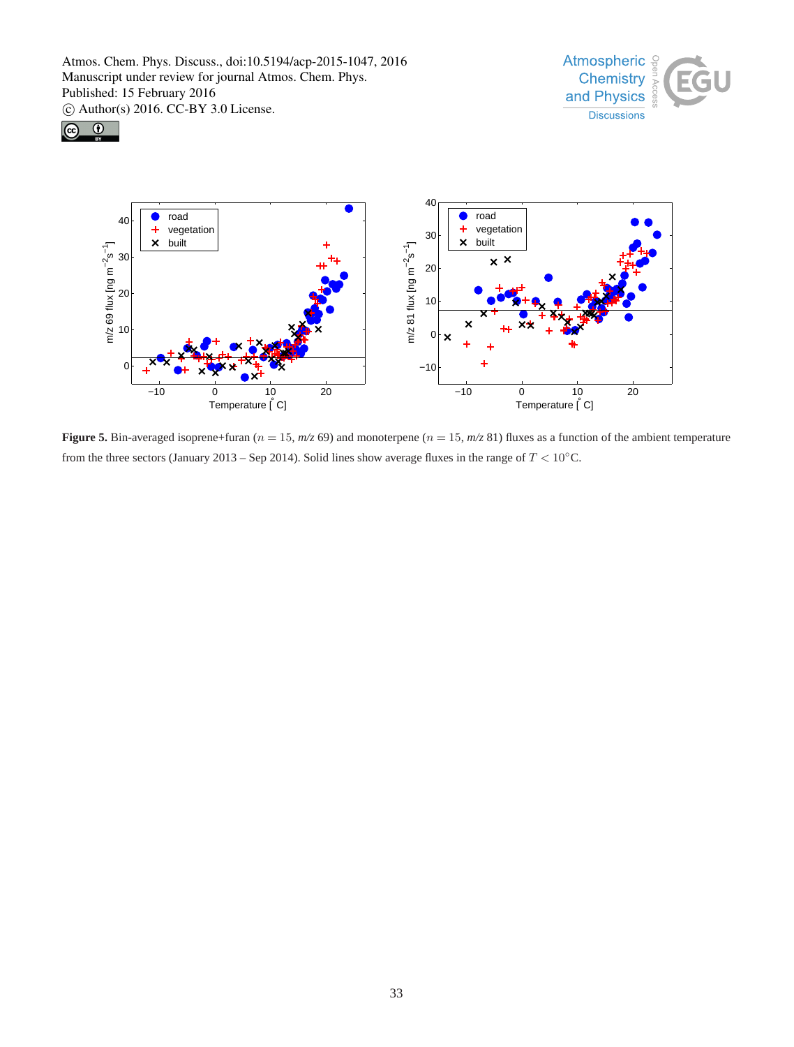**Figure 5.** Bin-averaged isoprene+furan ($n = 15$, *m/z* 69) and monoterpene ($n = 15$, *m/z* 81) fluxes as a function of the ambient temperature from the three sectors (January 2013 – Sep 2014). Solid lines show average fluxes in the range of $T < 10°C$.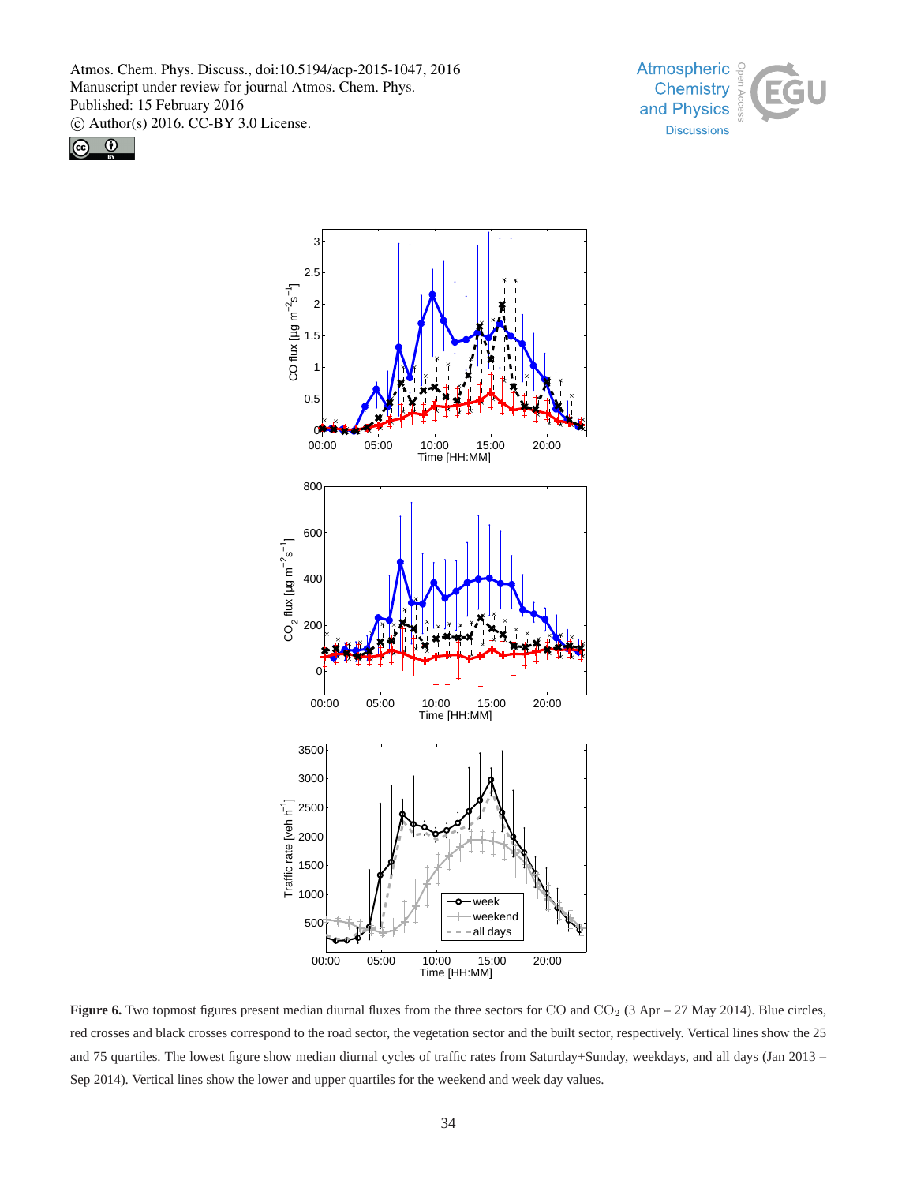**Figure 6.** Two topmost figures present median diurnal fluxes from the three sectors for CO and $CO_2$ (3 Apr – 27 May 2014). Blue circles, red crosses and black crosses correspond to the road sector, the vegetation sector and the built sector, respectively. Vertical lines show the 25 and 75 quartiles. The lowest figure show median diurnal cycles of traffic rates from Saturday+Sunday, weekdays, and all days (Jan 2013 – Sep 2014). Vertical lines show the lower and upper quartiles for the weekend and week day values.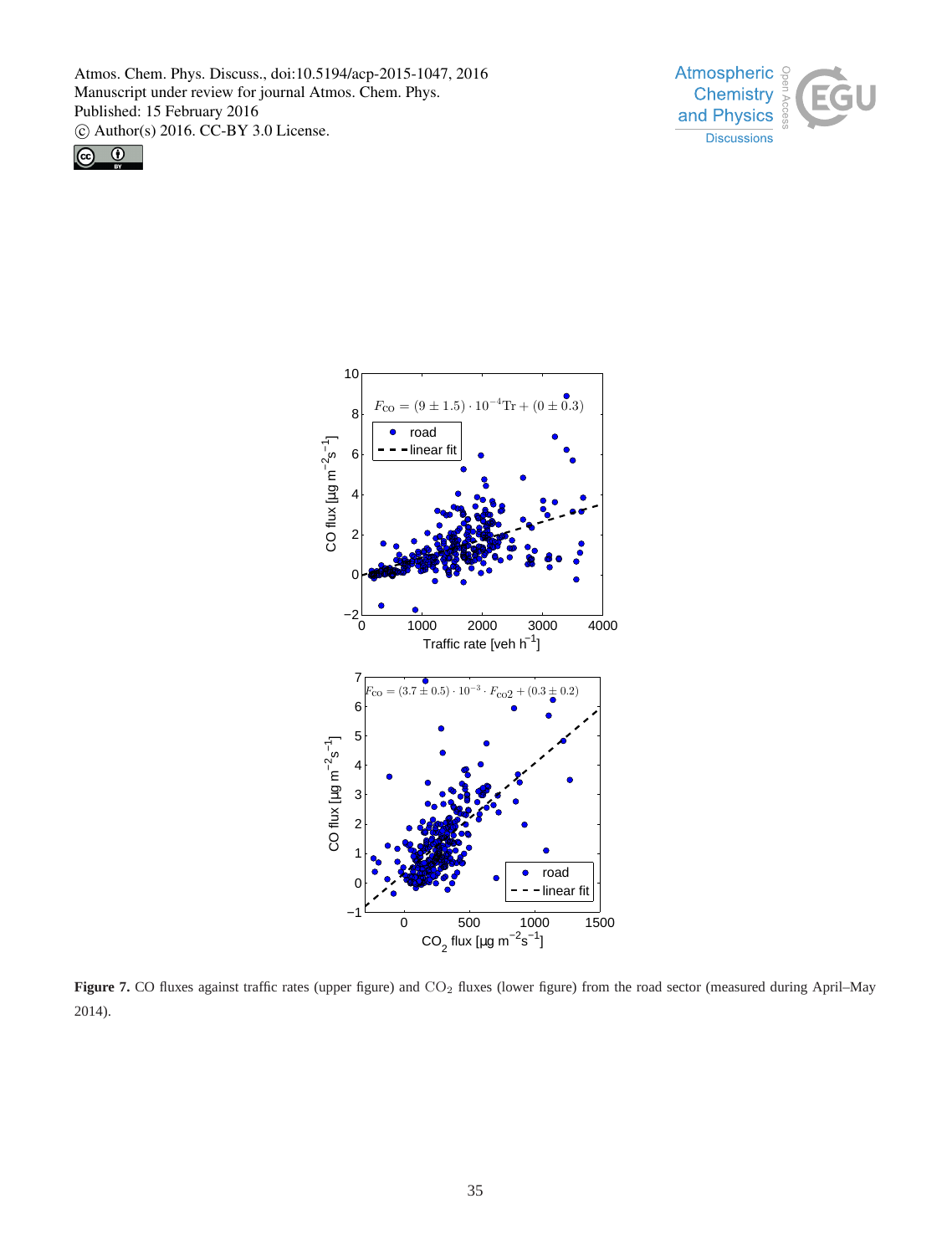**Figure 7.** CO fluxes against traffic rates (upper figure) and $CO_2$ fluxes (lower figure) from the road sector (measured during April–May 2014).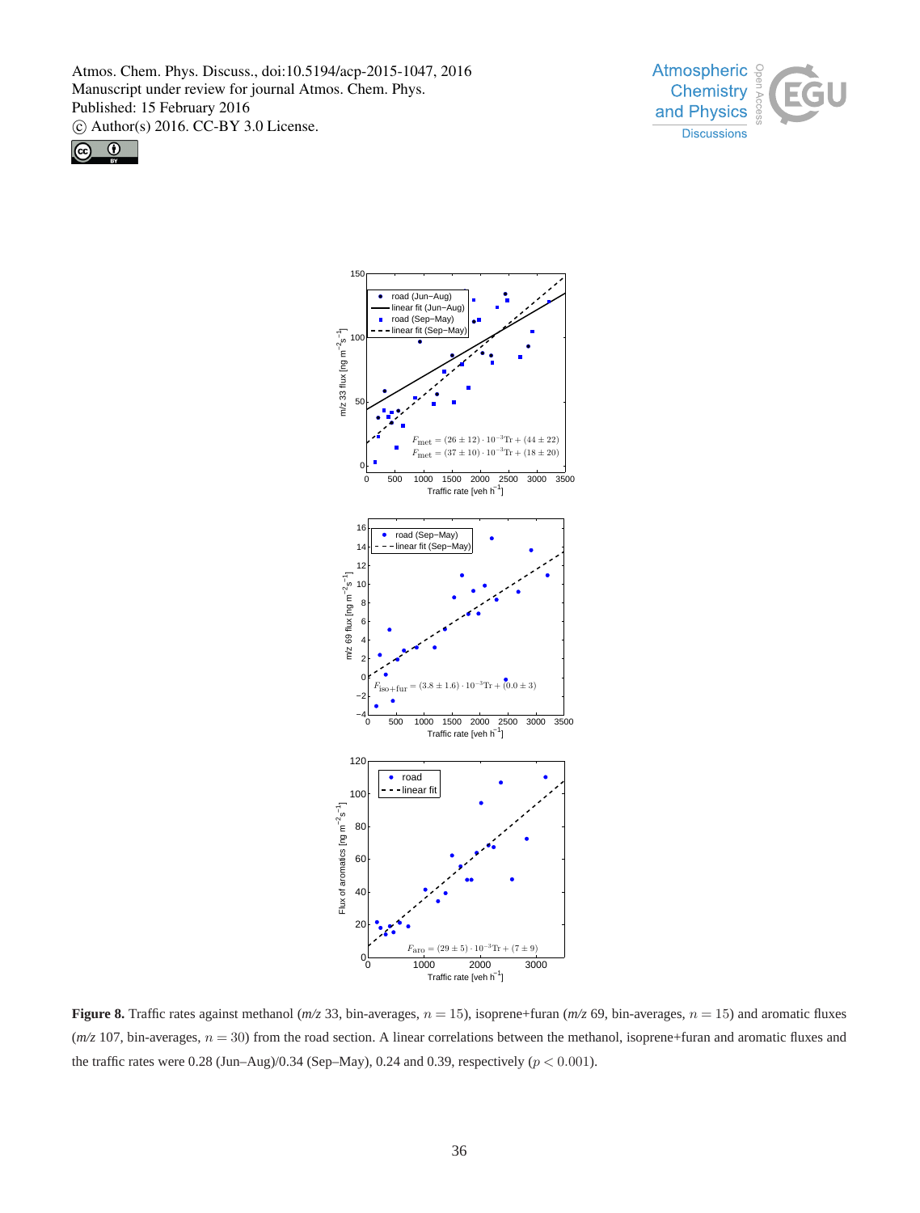**Figure 8.** Traffic rates against methanol (*m/z* 33, bin-averages, $n = 15$), isoprene+furan (*m/z* 69, bin-averages, $n = 15$) and aromatic fluxes (*m/z* 107, bin-averages, $n = 30$) from the road section. A linear correlations between the methanol, isoprene+furan and aromatic fluxes and the traffic rates were 0.28 (Jun–Aug)/0.34 (Sep–May), 0.24 and 0.39, respectively ($p < 0.001$).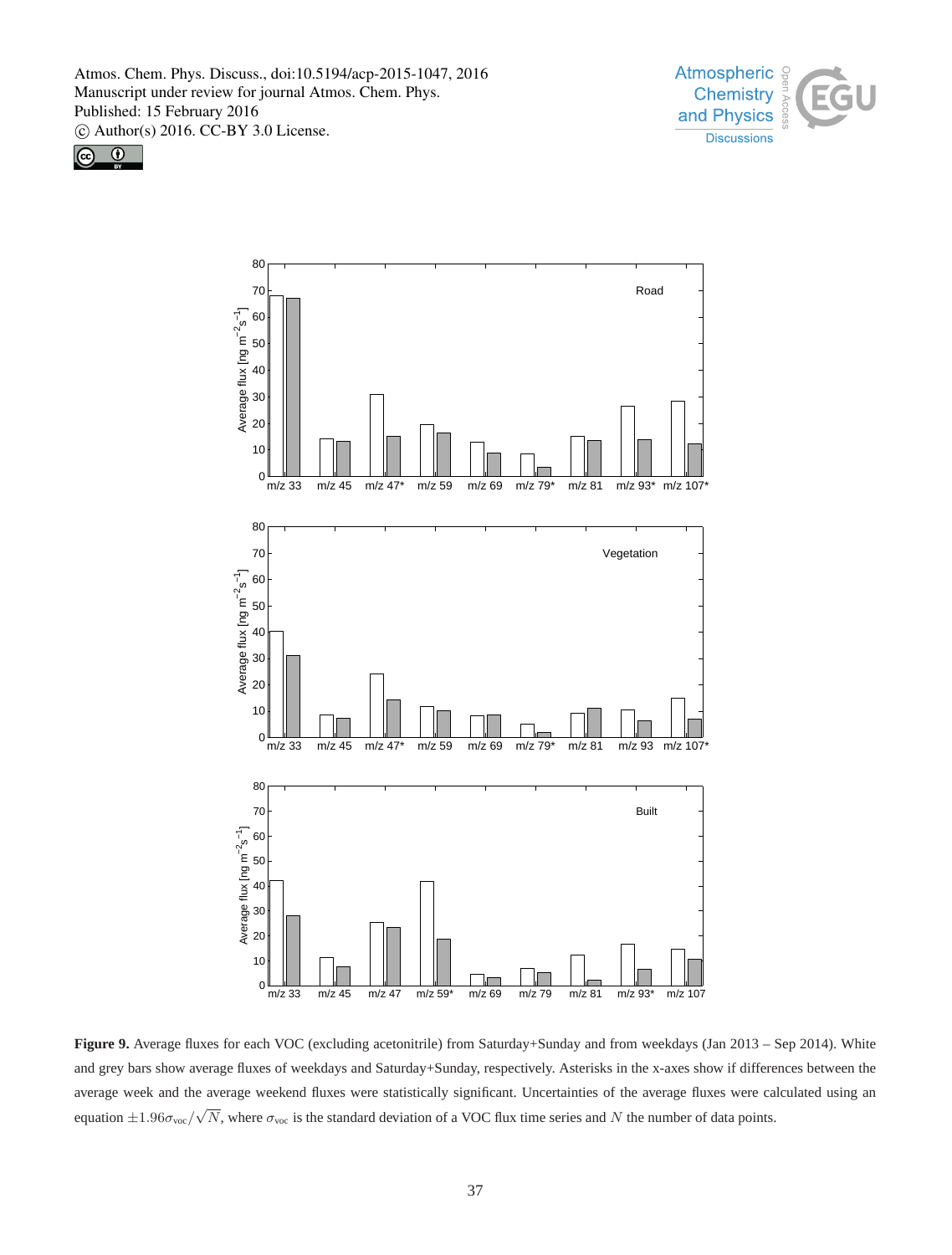**Figure 9.** Average fluxes for each VOC (excluding acetonitrile) from Saturday+Sunday and from weekdays (Jan 2013 – Sep 2014). White and grey bars show average fluxes of weekdays and Saturday+Sunday, respectively. Asterisks in the x-axes show if differences between the average week and the average weekend fluxes were statistically significant. Uncertainties of the average fluxes were calculated using an equation $\pm 1.96\sigma_{\text{voc}}/\sqrt{N}$, where $\sigma_{\text{voc}}$ is the standard deviation of a VOC flux time series and $N$ the number of data points.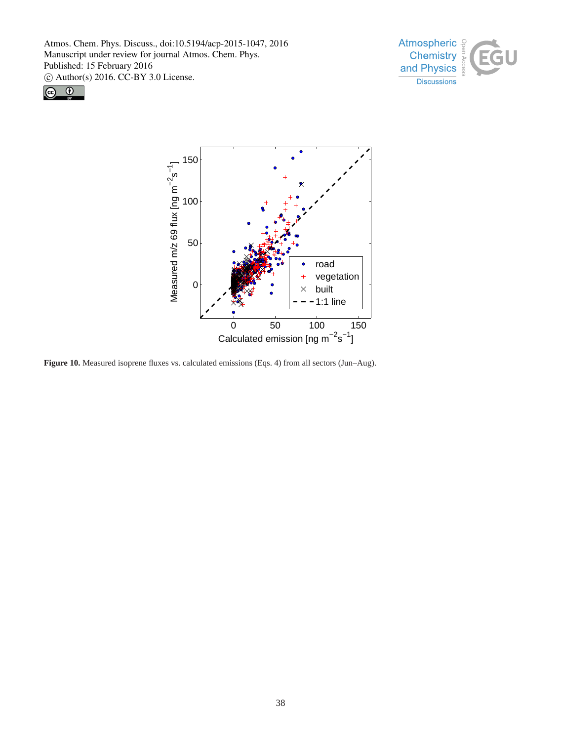**Figure 10.** Measured isoprene fluxes vs. calculated emissions (Eqs. 4) from all sectors (Jun–Aug).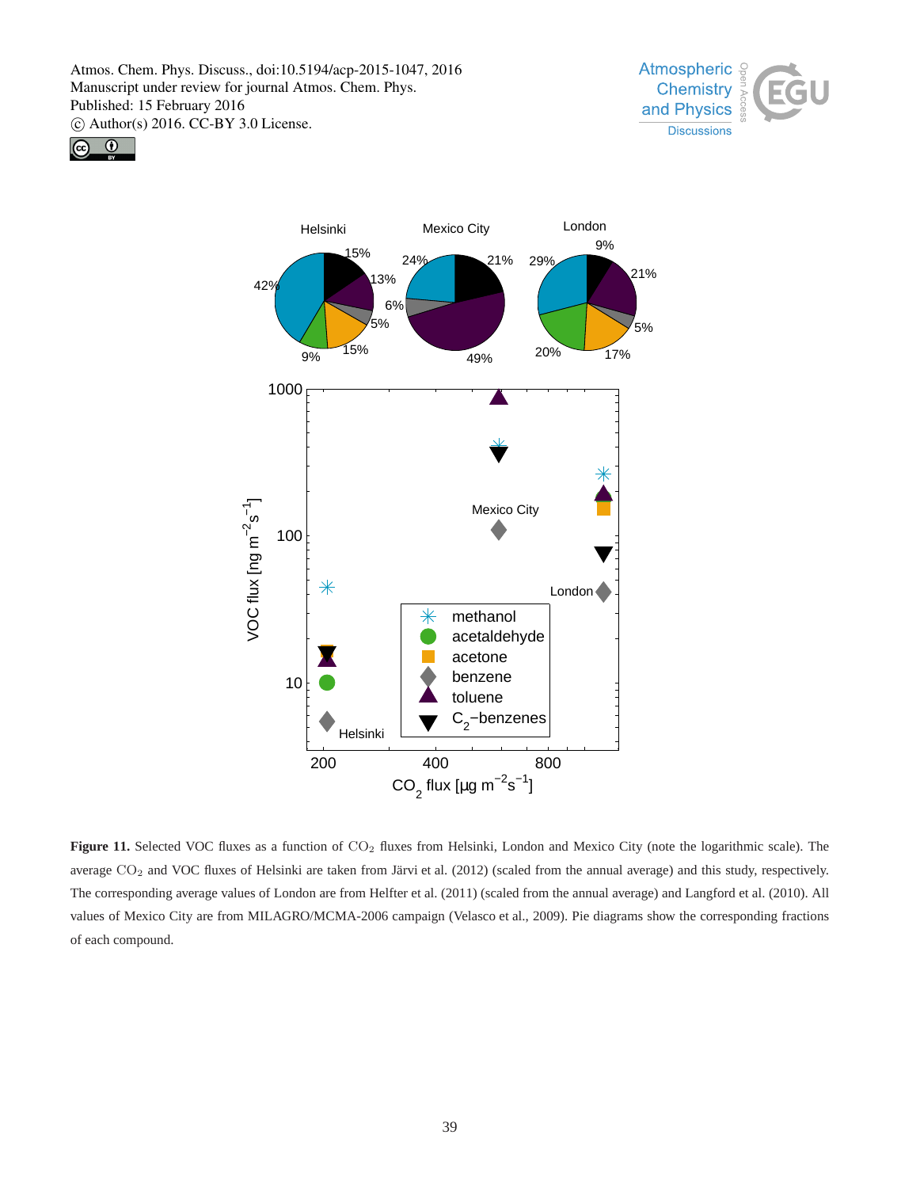Helsinki

Mexico City

London

15%

13%

6%

5%

15%

9%

42%

24%

21%

49%

29%

9%

21%

5%

17%

20%

1000

100

10

VOC flux [ng m$^{-2}$s$^{-1}$]

Mexico City

London

Helsinki

methanol

acetaldehyde

acetone

benzene

toluene

$C_2$–benzenes

200

400

800

$CO_2$ flux [µg m$^{-2}$s$^{-1}$]

**Figure 11.** Selected VOC fluxes as a function of $CO_2$ fluxes from Helsinki, London and Mexico City (note the logarithmic scale). The average $CO_2$ and VOC fluxes of Helsinki are taken from Järvi et al. (2012) (scaled from the annual average) and this study, respectively. The corresponding average values of London are from Helfter et al. (2011) (scaled from the annual average) and Langford et al. (2010). All values of Mexico City are from MILAGRO/MCMA-2006 campaign (Velasco et al., 2009). Pie diagrams show the corresponding fractions of each compound.